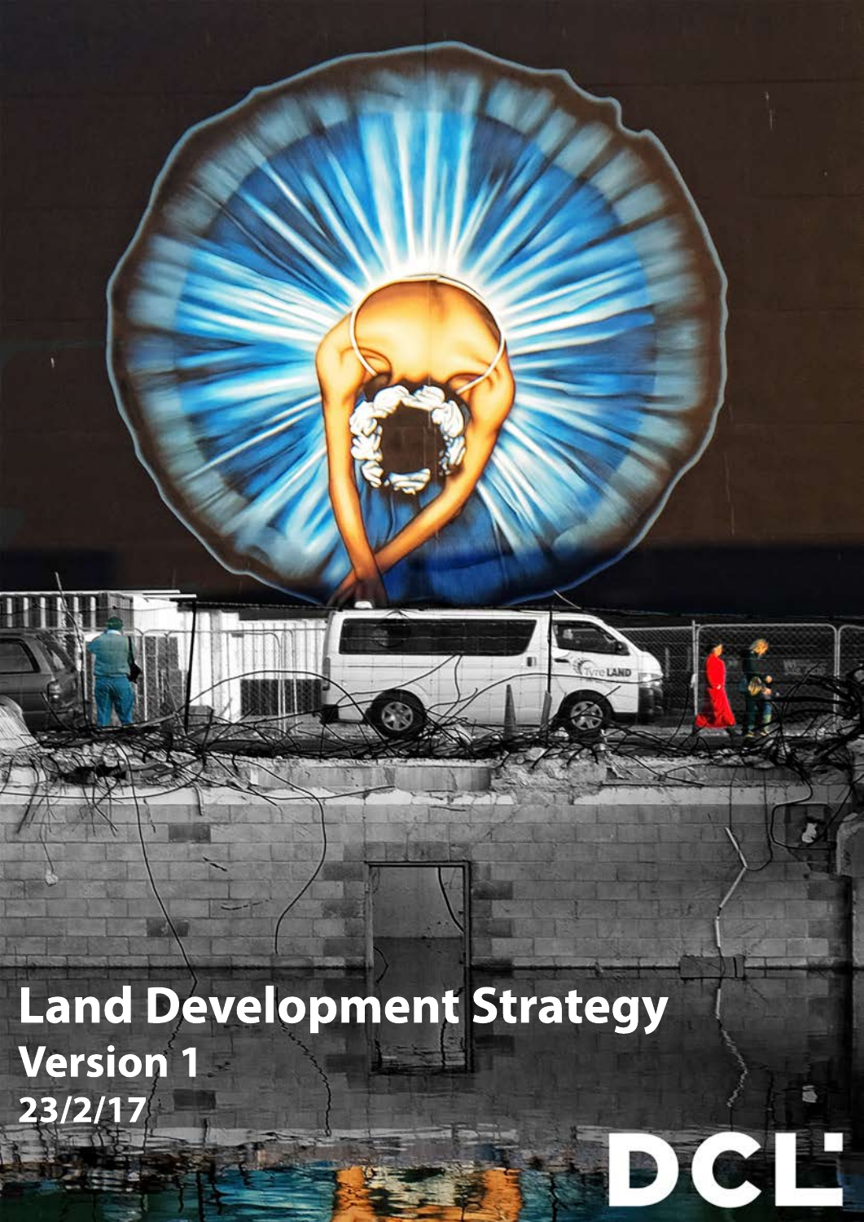# Land Development Strategy

**Version 1**

**23/2/17**

DCL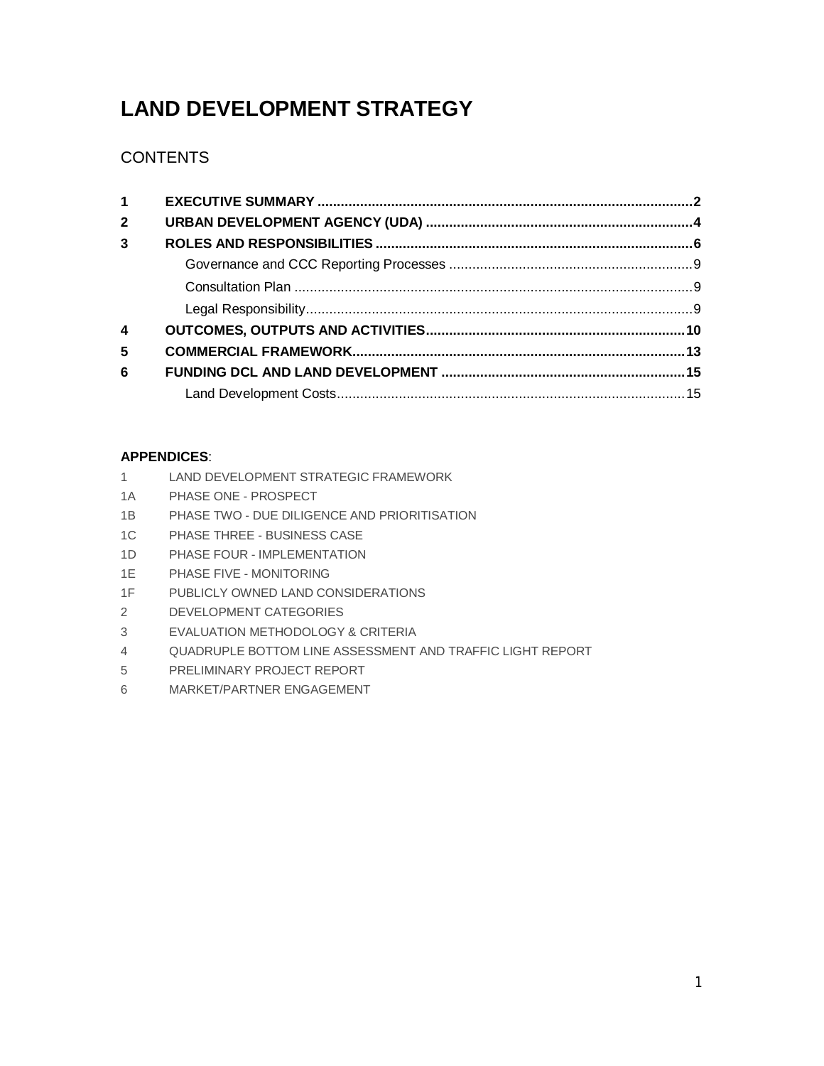# LAND DEVELOPMENT STRATEGY

## CONTENTS

| | | |
|---|---|---|
| **1** | **EXECUTIVE SUMMARY** | **2** |
| **2** | **URBAN DEVELOPMENT AGENCY (UDA)** | **4** |
| **3** | **ROLES AND RESPONSIBILITIES** | **6** |
| | Governance and CCC Reporting Processes | 9 |
| | Consultation Plan | 9 |
| | Legal Responsibility | 9 |
| **4** | **OUTCOMES, OUTPUTS AND ACTIVITIES** | **10** |
| **5** | **COMMERCIAL FRAMEWORK** | **13** |
| **6** | **FUNDING DCL AND LAND DEVELOPMENT** | **15** |
| | Land Development Costs | 15 |

**APPENDICES**:

| | |
|---|---|
| 1 | LAND DEVELOPMENT STRATEGIC FRAMEWORK |
| 1A | PHASE ONE - PROSPECT |
| 1B | PHASE TWO - DUE DILIGENCE AND PRIORITISATION |
| 1C | PHASE THREE - BUSINESS CASE |
| 1D | PHASE FOUR - IMPLEMENTATION |
| 1E | PHASE FIVE - MONITORING |
| 1F | PUBLICLY OWNED LAND CONSIDERATIONS |
| 2 | DEVELOPMENT CATEGORIES |
| 3 | EVALUATION METHODOLOGY & CRITERIA |
| 4 | QUADRUPLE BOTTOM LINE ASSESSMENT AND TRAFFIC LIGHT REPORT |
| 5 | PRELIMINARY PROJECT REPORT |
| 6 | MARKET/PARTNER ENGAGEMENT |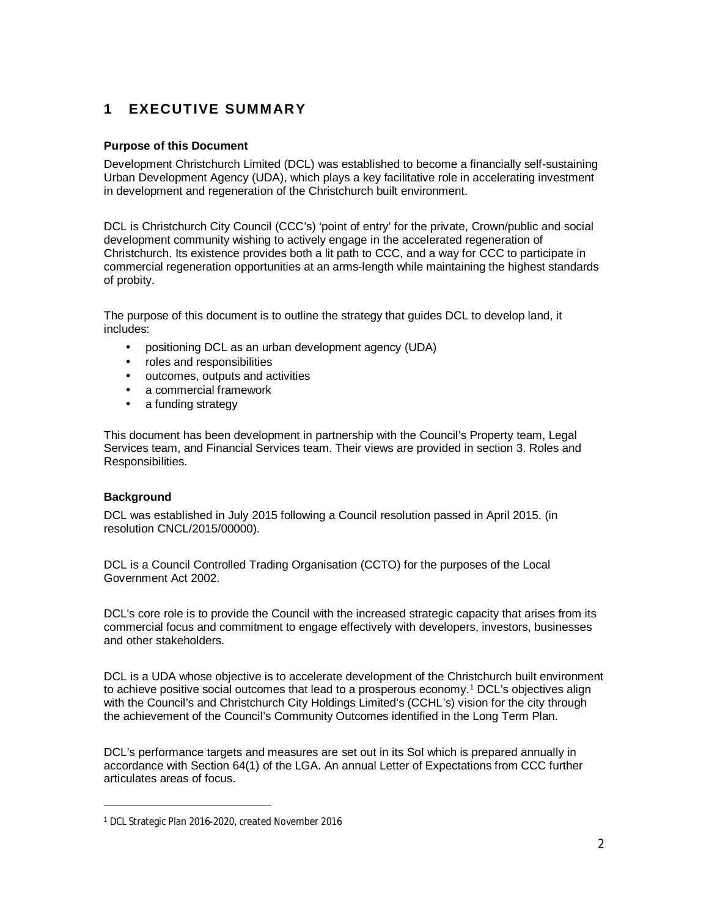# 1 EXECUTIVE SUMMARY

**Purpose of this Document**

Development Christchurch Limited (DCL) was established to become a financially self-sustaining Urban Development Agency (UDA), which plays a key facilitative role in accelerating investment in development and regeneration of the Christchurch built environment.

DCL is Christchurch City Council (CCC's) 'point of entry' for the private, Crown/public and social development community wishing to actively engage in the accelerated regeneration of Christchurch. Its existence provides both a lit path to CCC, and a way for CCC to participate in commercial regeneration opportunities at an arms-length while maintaining the highest standards of probity.

The purpose of this document is to outline the strategy that guides DCL to develop land, it includes:

- positioning DCL as an urban development agency (UDA)
- roles and responsibilities
- outcomes, outputs and activities
- a commercial framework
- a funding strategy

This document has been development in partnership with the Council's Property team, Legal Services team, and Financial Services team. Their views are provided in section 3. Roles and Responsibilities.

**Background**

DCL was established in July 2015 following a Council resolution passed in April 2015. (in resolution CNCL/2015/00000).

DCL is a Council Controlled Trading Organisation (CCTO) for the purposes of the Local Government Act 2002.

DCL's core role is to provide the Council with the increased strategic capacity that arises from its commercial focus and commitment to engage effectively with developers, investors, businesses and other stakeholders.

DCL is a UDA whose objective is to accelerate development of the Christchurch built environment to achieve positive social outcomes that lead to a prosperous economy.[1] DCL's objectives align with the Council's and Christchurch City Holdings Limited's (CCHL's) vision for the city through the achievement of the Council's Community Outcomes identified in the Long Term Plan.

DCL's performance targets and measures are set out in its SoI which is prepared annually in accordance with Section 64(1) of the LGA. An annual Letter of Expectations from CCC further articulates areas of focus.

[1] DCL Strategic Plan 2016-2020, created November 2016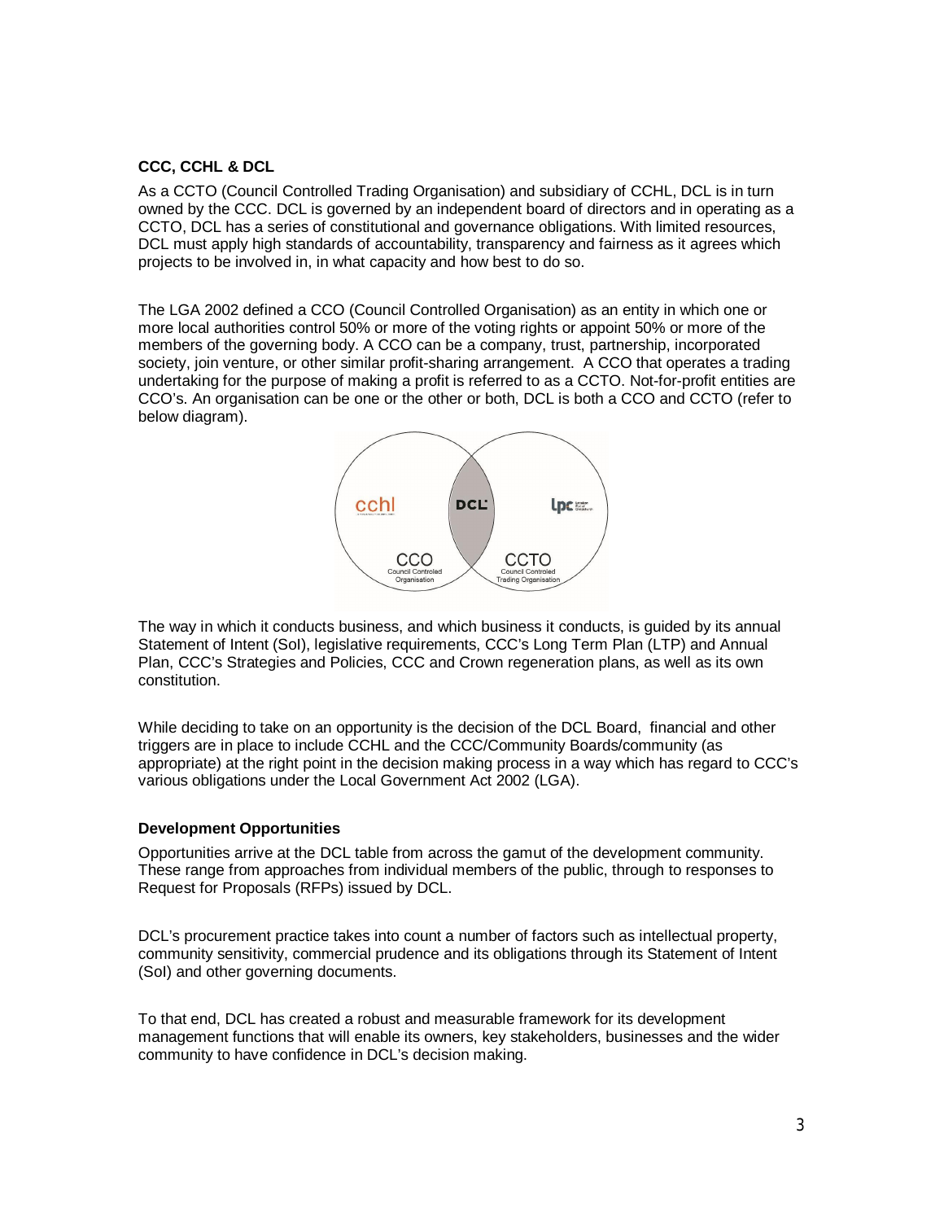**CCC, CCHL & DCL**

As a CCTO (Council Controlled Trading Organisation) and subsidiary of CCHL, DCL is in turn owned by the CCC. DCL is governed by an independent board of directors and in operating as a CCTO, DCL has a series of constitutional and governance obligations. With limited resources, DCL must apply high standards of accountability, transparency and fairness as it agrees which projects to be involved in, in what capacity and how best to do so.

The LGA 2002 defined a CCO (Council Controlled Organisation) as an entity in which one or more local authorities control 50% or more of the voting rights or appoint 50% or more of the members of the governing body. A CCO can be a company, trust, partnership, incorporated society, join venture, or other similar profit-sharing arrangement. A CCO that operates a trading undertaking for the purpose of making a profit is referred to as a CCTO. Not-for-profit entities are CCO's. An organisation can be one or the other or both, DCL is both a CCO and CCTO (refer to below diagram).

The way in which it conducts business, and which business it conducts, is guided by its annual Statement of Intent (SoI), legislative requirements, CCC's Long Term Plan (LTP) and Annual Plan, CCC's Strategies and Policies, CCC and Crown regeneration plans, as well as its own constitution.

While deciding to take on an opportunity is the decision of the DCL Board, financial and other triggers are in place to include CCHL and the CCC/Community Boards/community (as appropriate) at the right point in the decision making process in a way which has regard to CCC's various obligations under the Local Government Act 2002 (LGA).

**Development Opportunities**

Opportunities arrive at the DCL table from across the gamut of the development community. These range from approaches from individual members of the public, through to responses to Request for Proposals (RFPs) issued by DCL.

DCL's procurement practice takes into count a number of factors such as intellectual property, community sensitivity, commercial prudence and its obligations through its Statement of Intent (SoI) and other governing documents.

To that end, DCL has created a robust and measurable framework for its development management functions that will enable its owners, key stakeholders, businesses and the wider community to have confidence in DCL's decision making.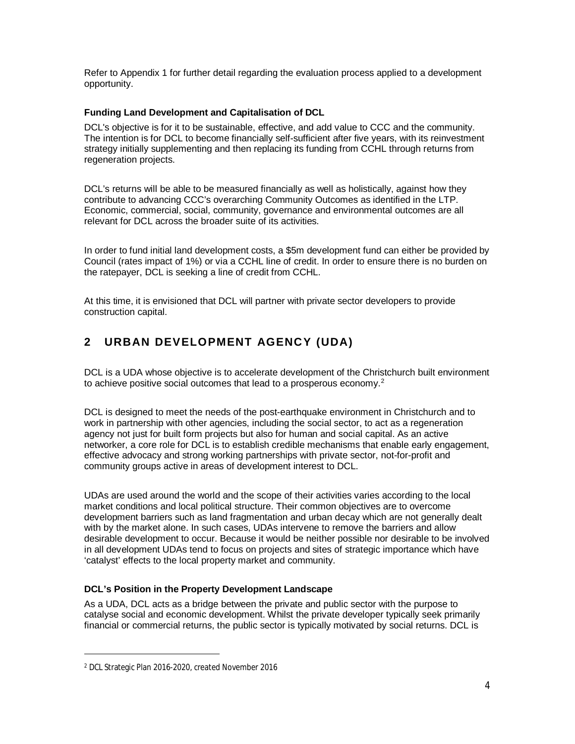Refer to Appendix 1 for further detail regarding the evaluation process applied to a development opportunity.

**Funding Land Development and Capitalisation of DCL**

DCL's objective is for it to be sustainable, effective, and add value to CCC and the community. The intention is for DCL to become financially self-sufficient after five years, with its reinvestment strategy initially supplementing and then replacing its funding from CCHL through returns from regeneration projects.

DCL's returns will be able to be measured financially as well as holistically, against how they contribute to advancing CCC's overarching Community Outcomes as identified in the LTP. Economic, commercial, social, community, governance and environmental outcomes are all relevant for DCL across the broader suite of its activities.

In order to fund initial land development costs, a $5m development fund can either be provided by Council (rates impact of 1%) or via a CCHL line of credit. In order to ensure there is no burden on the ratepayer, DCL is seeking a line of credit from CCHL.

At this time, it is envisioned that DCL will partner with private sector developers to provide construction capital.

## 2 URBAN DEVELOPMENT AGENCY (UDA)

DCL is a UDA whose objective is to accelerate development of the Christchurch built environment to achieve positive social outcomes that lead to a prosperous economy.[2]

DCL is designed to meet the needs of the post-earthquake environment in Christchurch and to work in partnership with other agencies, including the social sector, to act as a regeneration agency not just for built form projects but also for human and social capital. As an active networker, a core role for DCL is to establish credible mechanisms that enable early engagement, effective advocacy and strong working partnerships with private sector, not-for-profit and community groups active in areas of development interest to DCL.

UDAs are used around the world and the scope of their activities varies according to the local market conditions and local political structure. Their common objectives are to overcome development barriers such as land fragmentation and urban decay which are not generally dealt with by the market alone. In such cases, UDAs intervene to remove the barriers and allow desirable development to occur. Because it would be neither possible nor desirable to be involved in all development UDAs tend to focus on projects and sites of strategic importance which have 'catalyst' effects to the local property market and community.

**DCL's Position in the Property Development Landscape**

As a UDA, DCL acts as a bridge between the private and public sector with the purpose to catalyse social and economic development. Whilst the private developer typically seek primarily financial or commercial returns, the public sector is typically motivated by social returns. DCL is

[2] DCL Strategic Plan 2016-2020, created November 2016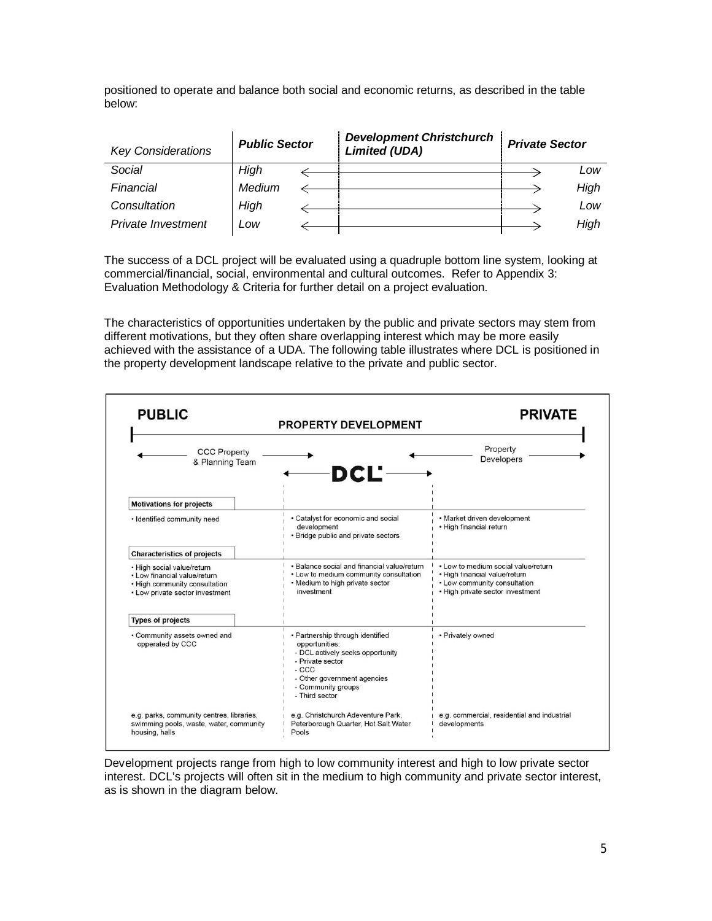positioned to operate and balance both social and economic returns, as described in the table below:

| *Key Considerations* | ***Public Sector*** | ***Development Christchurch Limited (UDA)*** | ***Private Sector*** |
|---|---|---|---|
| *Social* | *High* | ←——————————→ | *Low* |
| *Financial* | *Medium* | ←——————————→ | *High* |
| *Consultation* | *High* | ←——————————→ | *Low* |
| *Private Investment* | *Low* | ←——————————→ | *High* |

The success of a DCL project will be evaluated using a quadruple bottom line system, looking at commercial/financial, social, environmental and cultural outcomes. Refer to Appendix 3: Evaluation Methodology & Criteria for further detail on a project evaluation.

The characteristics of opportunities undertaken by the public and private sectors may stem from different motivations, but they often share overlapping interest which may be more easily achieved with the assistance of a UDA. The following table illustrates where DCL is positioned in the property development landscape relative to the private and public sector.

**PUBLIC** — **PROPERTY DEVELOPMENT** — **PRIVATE**

| | CCC Property & Planning Team | DCL | Property Developers |
|---|---|---|---|
| **Motivations for projects** | • Identified community need | • Catalyst for economic and social development<br>• Bridge public and private sectors | • Market driven development<br>• High financial return |
| **Characteristics of projects** | • High social value/return<br>• Low financial value/return<br>• High community consultation<br>• Low private sector investment | • Balance social and financial value/return<br>• Low to medium community consultation<br>• Medium to high private sector investment | • Low to medium social value/return<br>• High financial value/return<br>• Low community consultation<br>• High private sector investment |
| **Types of projects** | • Community assets owned and opperated by CCC<br><br>e.g. parks, community centres, libraries, swimming pools, waste, water, community housing, halls | • Partnership through identified opportunities:<br>- DCL actively seeks opportunity<br>- Private sector<br>- CCC<br>- Other government agencies<br>- Community groups<br>- Third sector<br><br>e.g. Christchurch Adeventure Park, Peterborough Quarter, Hot Salt Water Pools | • Privately owned<br><br>e.g. commercial, residential and industrial developments |

Development projects range from high to low community interest and high to low private sector interest. DCL's projects will often sit in the medium to high community and private sector interest, as is shown in the diagram below.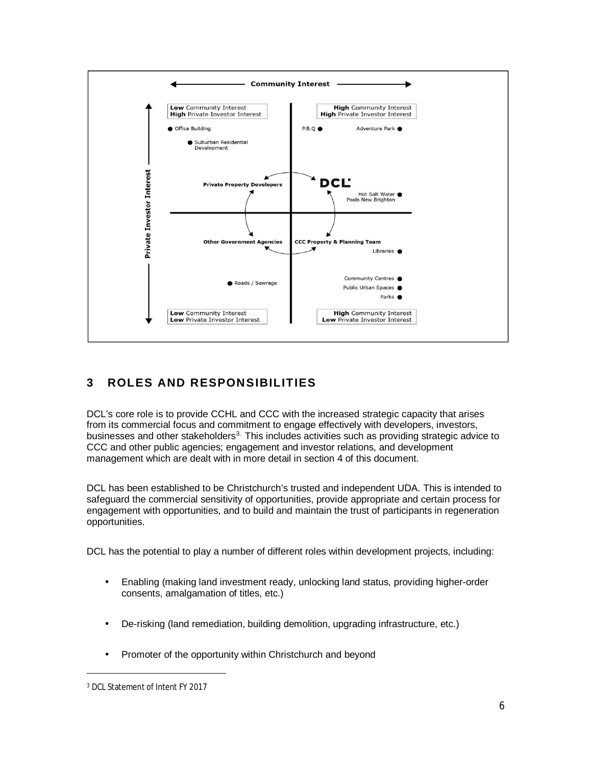## 3 ROLES AND RESPONSIBILITIES

DCL's core role is to provide CCHL and CCC with the increased strategic capacity that arises from its commercial focus and commitment to engage effectively with developers, investors, businesses and other stakeholders[3]. This includes activities such as providing strategic advice to CCC and other public agencies; engagement and investor relations, and development management which are dealt with in more detail in section 4 of this document.

DCL has been established to be Christchurch's trusted and independent UDA. This is intended to safeguard the commercial sensitivity of opportunities, provide appropriate and certain process for engagement with opportunities, and to build and maintain the trust of participants in regeneration opportunities.

DCL has the potential to play a number of different roles within development projects, including:

- Enabling (making land investment ready, unlocking land status, providing higher-order consents, amalgamation of titles, etc.)
- De-risking (land remediation, building demolition, upgrading infrastructure, etc.)
- Promoter of the opportunity within Christchurch and beyond

[3] DCL Statement of Intent FY 2017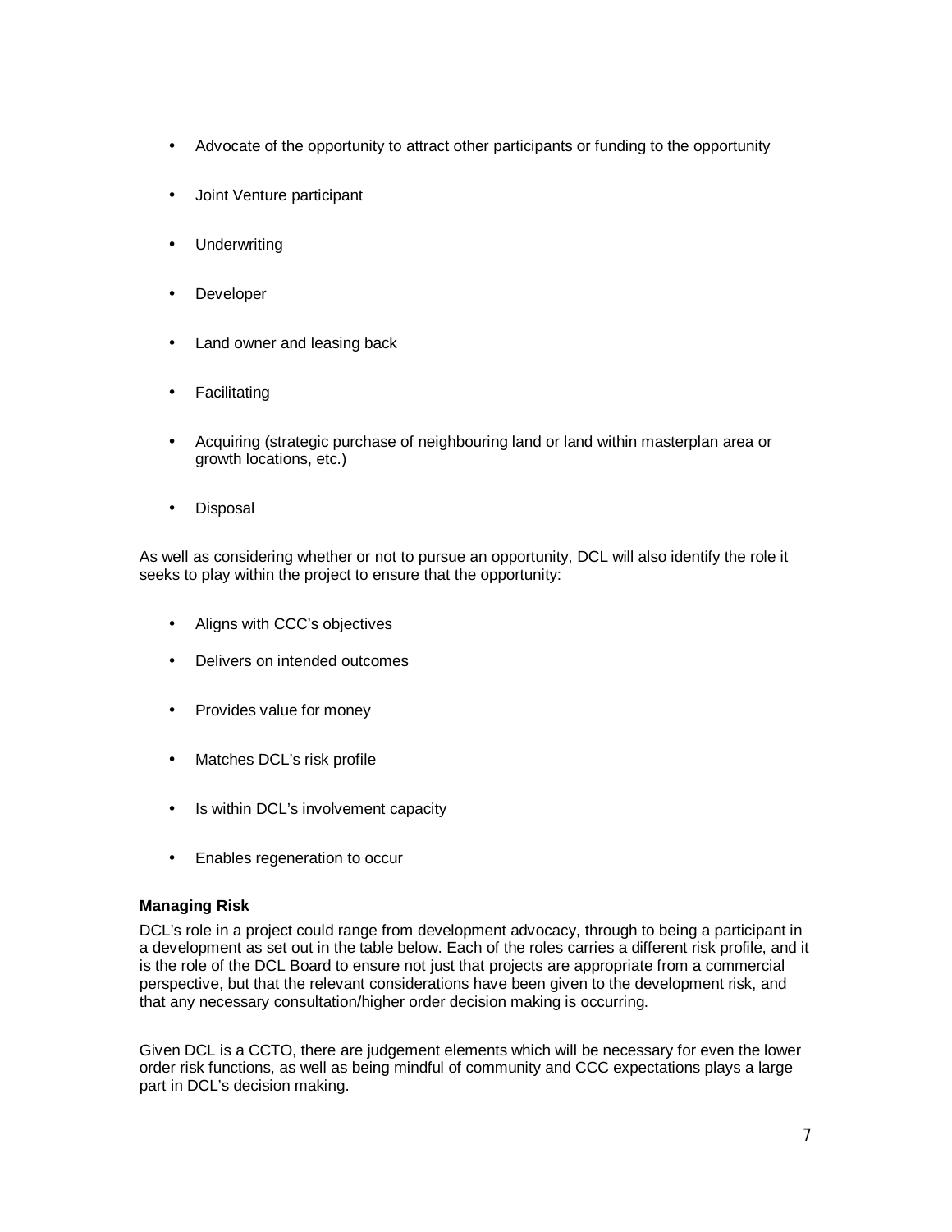- Advocate of the opportunity to attract other participants or funding to the opportunity
- Joint Venture participant
- Underwriting
- Developer
- Land owner and leasing back
- Facilitating
- Acquiring (strategic purchase of neighbouring land or land within masterplan area or growth locations, etc.)
- Disposal

As well as considering whether or not to pursue an opportunity, DCL will also identify the role it seeks to play within the project to ensure that the opportunity:

- Aligns with CCC's objectives
- Delivers on intended outcomes
- Provides value for money
- Matches DCL's risk profile
- Is within DCL's involvement capacity
- Enables regeneration to occur

**Managing Risk**

DCL's role in a project could range from development advocacy, through to being a participant in a development as set out in the table below. Each of the roles carries a different risk profile, and it is the role of the DCL Board to ensure not just that projects are appropriate from a commercial perspective, but that the relevant considerations have been given to the development risk, and that any necessary consultation/higher order decision making is occurring.

Given DCL is a CCTO, there are judgement elements which will be necessary for even the lower order risk functions, as well as being mindful of community and CCC expectations plays a large part in DCL's decision making.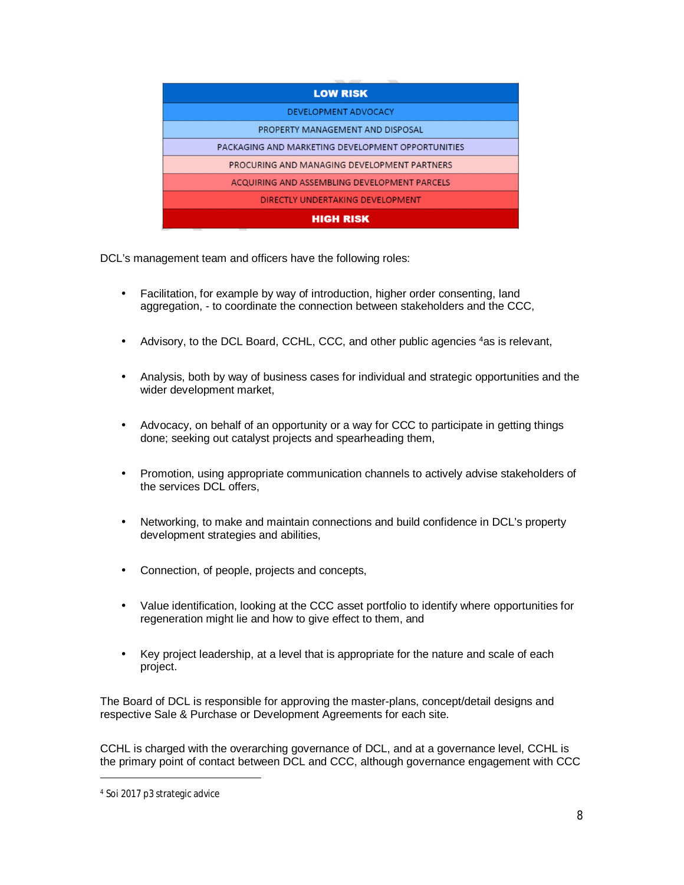| LOW RISK |
| --- |
| DEVELOPMENT ADVOCACY |
| PROPERTY MANAGEMENT AND DISPOSAL |
| PACKAGING AND MARKETING DEVELOPMENT OPPORTUNITIES |
| PROCURING AND MANAGING DEVELOPMENT PARTNERS |
| ACQUIRING AND ASSEMBLING DEVELOPMENT PARCELS |
| DIRECTLY UNDERTAKING DEVELOPMENT |
| HIGH RISK |

DCL's management team and officers have the following roles:

- Facilitation, for example by way of introduction, higher order consenting, land aggregation, - to coordinate the connection between stakeholders and the CCC,
- Advisory, to the DCL Board, CCHL, CCC, and other public agencies [4]as is relevant,
- Analysis, both by way of business cases for individual and strategic opportunities and the wider development market,
- Advocacy, on behalf of an opportunity or a way for CCC to participate in getting things done; seeking out catalyst projects and spearheading them,
- Promotion, using appropriate communication channels to actively advise stakeholders of the services DCL offers,
- Networking, to make and maintain connections and build confidence in DCL's property development strategies and abilities,
- Connection, of people, projects and concepts,
- Value identification, looking at the CCC asset portfolio to identify where opportunities for regeneration might lie and how to give effect to them, and
- Key project leadership, at a level that is appropriate for the nature and scale of each project.

The Board of DCL is responsible for approving the master-plans, concept/detail designs and respective Sale & Purchase or Development Agreements for each site.

CCHL is charged with the overarching governance of DCL, and at a governance level, CCHL is the primary point of contact between DCL and CCC, although governance engagement with CCC

[4] Soi 2017 p3 strategic advice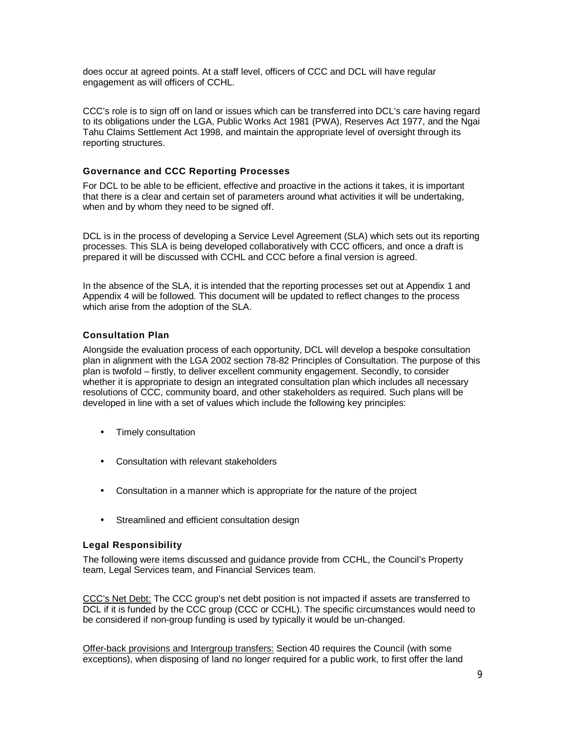does occur at agreed points. At a staff level, officers of CCC and DCL will have regular engagement as will officers of CCHL.

CCC's role is to sign off on land or issues which can be transferred into DCL's care having regard to its obligations under the LGA, Public Works Act 1981 (PWA), Reserves Act 1977, and the Ngai Tahu Claims Settlement Act 1998, and maintain the appropriate level of oversight through its reporting structures.

### Governance and CCC Reporting Processes

For DCL to be able to be efficient, effective and proactive in the actions it takes, it is important that there is a clear and certain set of parameters around what activities it will be undertaking, when and by whom they need to be signed off.

DCL is in the process of developing a Service Level Agreement (SLA) which sets out its reporting processes. This SLA is being developed collaboratively with CCC officers, and once a draft is prepared it will be discussed with CCHL and CCC before a final version is agreed.

In the absence of the SLA, it is intended that the reporting processes set out at Appendix 1 and Appendix 4 will be followed. This document will be updated to reflect changes to the process which arise from the adoption of the SLA.

### Consultation Plan

Alongside the evaluation process of each opportunity, DCL will develop a bespoke consultation plan in alignment with the LGA 2002 section 78-82 Principles of Consultation. The purpose of this plan is twofold – firstly, to deliver excellent community engagement. Secondly, to consider whether it is appropriate to design an integrated consultation plan which includes all necessary resolutions of CCC, community board, and other stakeholders as required. Such plans will be developed in line with a set of values which include the following key principles:

- Timely consultation
- Consultation with relevant stakeholders
- Consultation in a manner which is appropriate for the nature of the project
- Streamlined and efficient consultation design

### Legal Responsibility

The following were items discussed and guidance provide from CCHL, the Council's Property team, Legal Services team, and Financial Services team.

<u>CCC's Net Debt:</u> The CCC group's net debt position is not impacted if assets are transferred to DCL if it is funded by the CCC group (CCC or CCHL). The specific circumstances would need to be considered if non-group funding is used by typically it would be un-changed.

<u>Offer-back provisions and Intergroup transfers:</u> Section 40 requires the Council (with some exceptions), when disposing of land no longer required for a public work, to first offer the land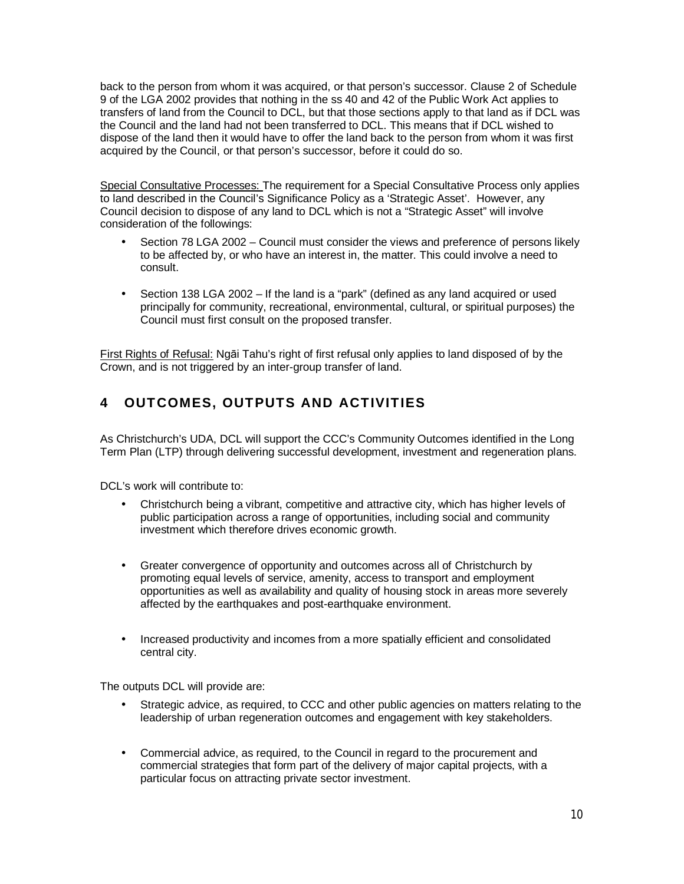back to the person from whom it was acquired, or that person's successor. Clause 2 of Schedule 9 of the LGA 2002 provides that nothing in the ss 40 and 42 of the Public Work Act applies to transfers of land from the Council to DCL, but that those sections apply to that land as if DCL was the Council and the land had not been transferred to DCL. This means that if DCL wished to dispose of the land then it would have to offer the land back to the person from whom it was first acquired by the Council, or that person's successor, before it could do so.

Special Consultative Processes: The requirement for a Special Consultative Process only applies to land described in the Council's Significance Policy as a 'Strategic Asset'. However, any Council decision to dispose of any land to DCL which is not a "Strategic Asset" will involve consideration of the followings:

- Section 78 LGA 2002 – Council must consider the views and preference of persons likely to be affected by, or who have an interest in, the matter. This could involve a need to consult.
- Section 138 LGA 2002 – If the land is a "park" (defined as any land acquired or used principally for community, recreational, environmental, cultural, or spiritual purposes) the Council must first consult on the proposed transfer.

First Rights of Refusal: Ngāi Tahu's right of first refusal only applies to land disposed of by the Crown, and is not triggered by an inter-group transfer of land.

## 4 OUTCOMES, OUTPUTS AND ACTIVITIES

As Christchurch's UDA, DCL will support the CCC's Community Outcomes identified in the Long Term Plan (LTP) through delivering successful development, investment and regeneration plans.

DCL's work will contribute to:

- Christchurch being a vibrant, competitive and attractive city, which has higher levels of public participation across a range of opportunities, including social and community investment which therefore drives economic growth.
- Greater convergence of opportunity and outcomes across all of Christchurch by promoting equal levels of service, amenity, access to transport and employment opportunities as well as availability and quality of housing stock in areas more severely affected by the earthquakes and post-earthquake environment.
- Increased productivity and incomes from a more spatially efficient and consolidated central city.

The outputs DCL will provide are:

- Strategic advice, as required, to CCC and other public agencies on matters relating to the leadership of urban regeneration outcomes and engagement with key stakeholders.
- Commercial advice, as required, to the Council in regard to the procurement and commercial strategies that form part of the delivery of major capital projects, with a particular focus on attracting private sector investment.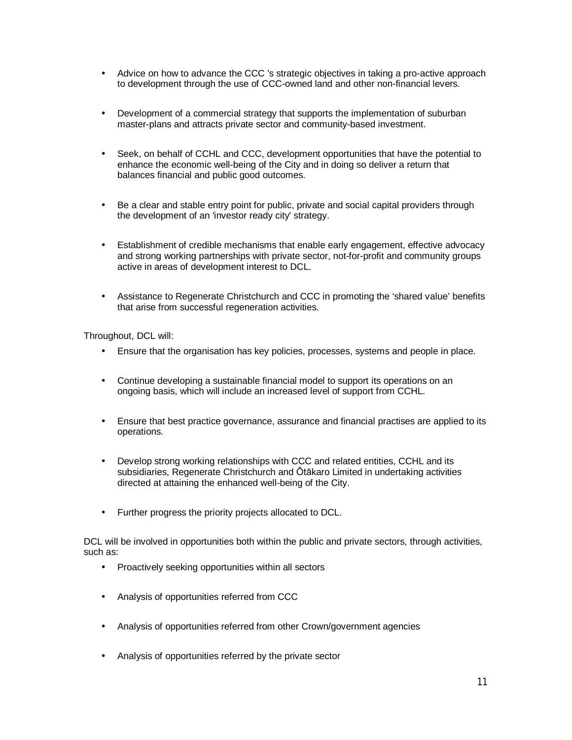- Advice on how to advance the CCC 's strategic objectives in taking a pro-active approach to development through the use of CCC-owned land and other non-financial levers.

- Development of a commercial strategy that supports the implementation of suburban master-plans and attracts private sector and community-based investment.

- Seek, on behalf of CCHL and CCC, development opportunities that have the potential to enhance the economic well-being of the City and in doing so deliver a return that balances financial and public good outcomes.

- Be a clear and stable entry point for public, private and social capital providers through the development of an 'investor ready city' strategy.

- Establishment of credible mechanisms that enable early engagement, effective advocacy and strong working partnerships with private sector, not-for-profit and community groups active in areas of development interest to DCL.

- Assistance to Regenerate Christchurch and CCC in promoting the 'shared value' benefits that arise from successful regeneration activities.

Throughout, DCL will:

- Ensure that the organisation has key policies, processes, systems and people in place.

- Continue developing a sustainable financial model to support its operations on an ongoing basis, which will include an increased level of support from CCHL.

- Ensure that best practice governance, assurance and financial practises are applied to its operations.

- Develop strong working relationships with CCC and related entities, CCHL and its subsidiaries, Regenerate Christchurch and Ōtākaro Limited in undertaking activities directed at attaining the enhanced well-being of the City.

- Further progress the priority projects allocated to DCL.

DCL will be involved in opportunities both within the public and private sectors, through activities, such as:

- Proactively seeking opportunities within all sectors

- Analysis of opportunities referred from CCC

- Analysis of opportunities referred from other Crown/government agencies

- Analysis of opportunities referred by the private sector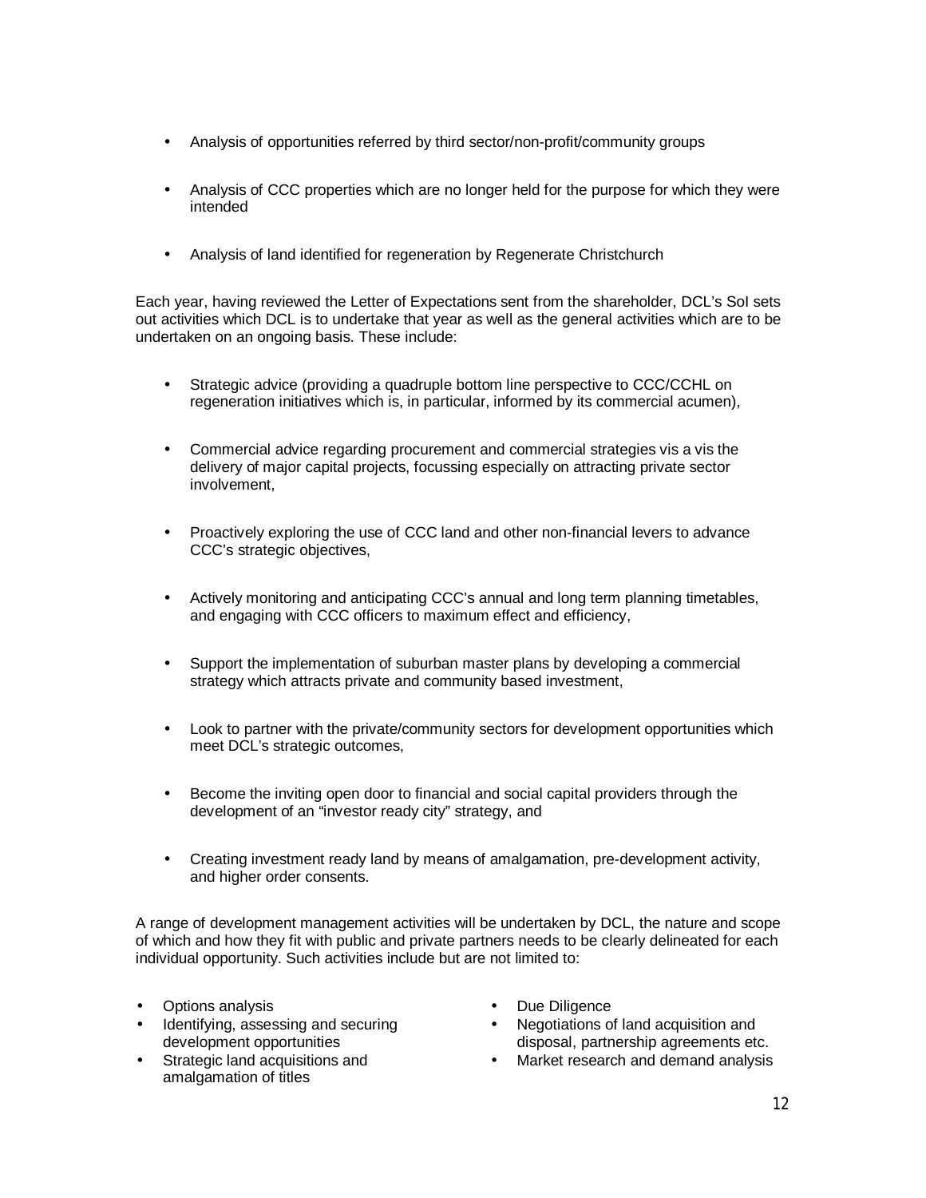- Analysis of opportunities referred by third sector/non-profit/community groups

- Analysis of CCC properties which are no longer held for the purpose for which they were intended

- Analysis of land identified for regeneration by Regenerate Christchurch

Each year, having reviewed the Letter of Expectations sent from the shareholder, DCL's SoI sets out activities which DCL is to undertake that year as well as the general activities which are to be undertaken on an ongoing basis. These include:

- Strategic advice (providing a quadruple bottom line perspective to CCC/CCHL on regeneration initiatives which is, in particular, informed by its commercial acumen),

- Commercial advice regarding procurement and commercial strategies vis a vis the delivery of major capital projects, focussing especially on attracting private sector involvement,

- Proactively exploring the use of CCC land and other non-financial levers to advance CCC's strategic objectives,

- Actively monitoring and anticipating CCC's annual and long term planning timetables, and engaging with CCC officers to maximum effect and efficiency,

- Support the implementation of suburban master plans by developing a commercial strategy which attracts private and community based investment,

- Look to partner with the private/community sectors for development opportunities which meet DCL's strategic outcomes,

- Become the inviting open door to financial and social capital providers through the development of an "investor ready city" strategy, and

- Creating investment ready land by means of amalgamation, pre-development activity, and higher order consents.

A range of development management activities will be undertaken by DCL, the nature and scope of which and how they fit with public and private partners needs to be clearly delineated for each individual opportunity. Such activities include but are not limited to:

- Options analysis
- Identifying, assessing and securing development opportunities
- Strategic land acquisitions and amalgamation of titles
- Due Diligence
- Negotiations of land acquisition and disposal, partnership agreements etc.
- Market research and demand analysis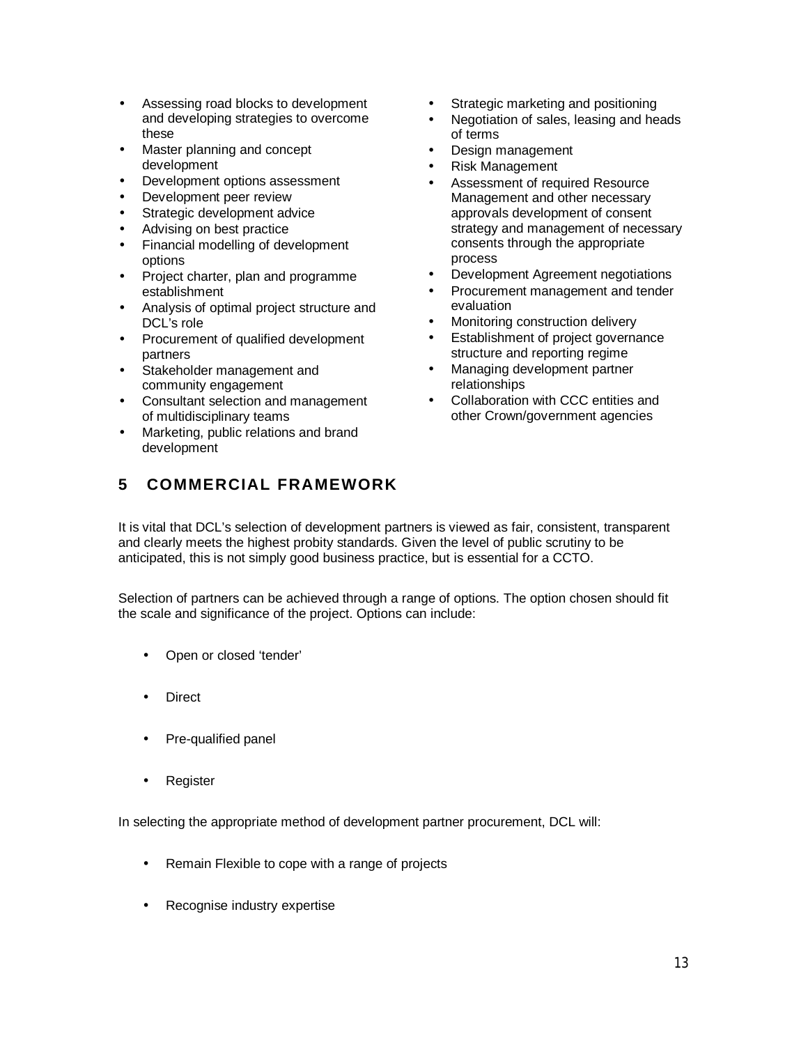- Assessing road blocks to development and developing strategies to overcome these
- Master planning and concept development
- Development options assessment
- Development peer review
- Strategic development advice
- Advising on best practice
- Financial modelling of development options
- Project charter, plan and programme establishment
- Analysis of optimal project structure and DCL's role
- Procurement of qualified development partners
- Stakeholder management and community engagement
- Consultant selection and management of multidisciplinary teams
- Marketing, public relations and brand development
- Strategic marketing and positioning
- Negotiation of sales, leasing and heads of terms
- Design management
- Risk Management
- Assessment of required Resource Management and other necessary approvals development of consent strategy and management of necessary consents through the appropriate process
- Development Agreement negotiations
- Procurement management and tender evaluation
- Monitoring construction delivery
- Establishment of project governance structure and reporting regime
- Managing development partner relationships
- Collaboration with CCC entities and other Crown/government agencies

## 5 COMMERCIAL FRAMEWORK

It is vital that DCL's selection of development partners is viewed as fair, consistent, transparent and clearly meets the highest probity standards. Given the level of public scrutiny to be anticipated, this is not simply good business practice, but is essential for a CCTO.

Selection of partners can be achieved through a range of options. The option chosen should fit the scale and significance of the project. Options can include:

- Open or closed 'tender'
- Direct
- Pre-qualified panel
- Register

In selecting the appropriate method of development partner procurement, DCL will:

- Remain Flexible to cope with a range of projects
- Recognise industry expertise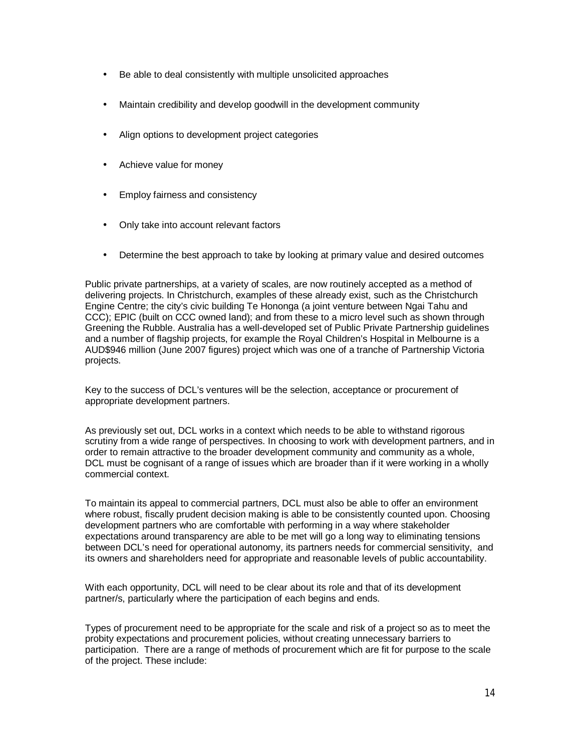- Be able to deal consistently with multiple unsolicited approaches
- Maintain credibility and develop goodwill in the development community
- Align options to development project categories
- Achieve value for money
- Employ fairness and consistency
- Only take into account relevant factors
- Determine the best approach to take by looking at primary value and desired outcomes

Public private partnerships, at a variety of scales, are now routinely accepted as a method of delivering projects. In Christchurch, examples of these already exist, such as the Christchurch Engine Centre; the city's civic building Te Hononga (a joint venture between Ngai Tahu and CCC); EPIC (built on CCC owned land); and from these to a micro level such as shown through Greening the Rubble. Australia has a well-developed set of Public Private Partnership guidelines and a number of flagship projects, for example the Royal Children's Hospital in Melbourne is a AUD$946 million (June 2007 figures) project which was one of a tranche of Partnership Victoria projects.

Key to the success of DCL's ventures will be the selection, acceptance or procurement of appropriate development partners.

As previously set out, DCL works in a context which needs to be able to withstand rigorous scrutiny from a wide range of perspectives. In choosing to work with development partners, and in order to remain attractive to the broader development community and community as a whole, DCL must be cognisant of a range of issues which are broader than if it were working in a wholly commercial context.

To maintain its appeal to commercial partners, DCL must also be able to offer an environment where robust, fiscally prudent decision making is able to be consistently counted upon. Choosing development partners who are comfortable with performing in a way where stakeholder expectations around transparency are able to be met will go a long way to eliminating tensions between DCL's need for operational autonomy, its partners needs for commercial sensitivity, and its owners and shareholders need for appropriate and reasonable levels of public accountability.

With each opportunity, DCL will need to be clear about its role and that of its development partner/s, particularly where the participation of each begins and ends.

Types of procurement need to be appropriate for the scale and risk of a project so as to meet the probity expectations and procurement policies, without creating unnecessary barriers to participation. There are a range of methods of procurement which are fit for purpose to the scale of the project. These include: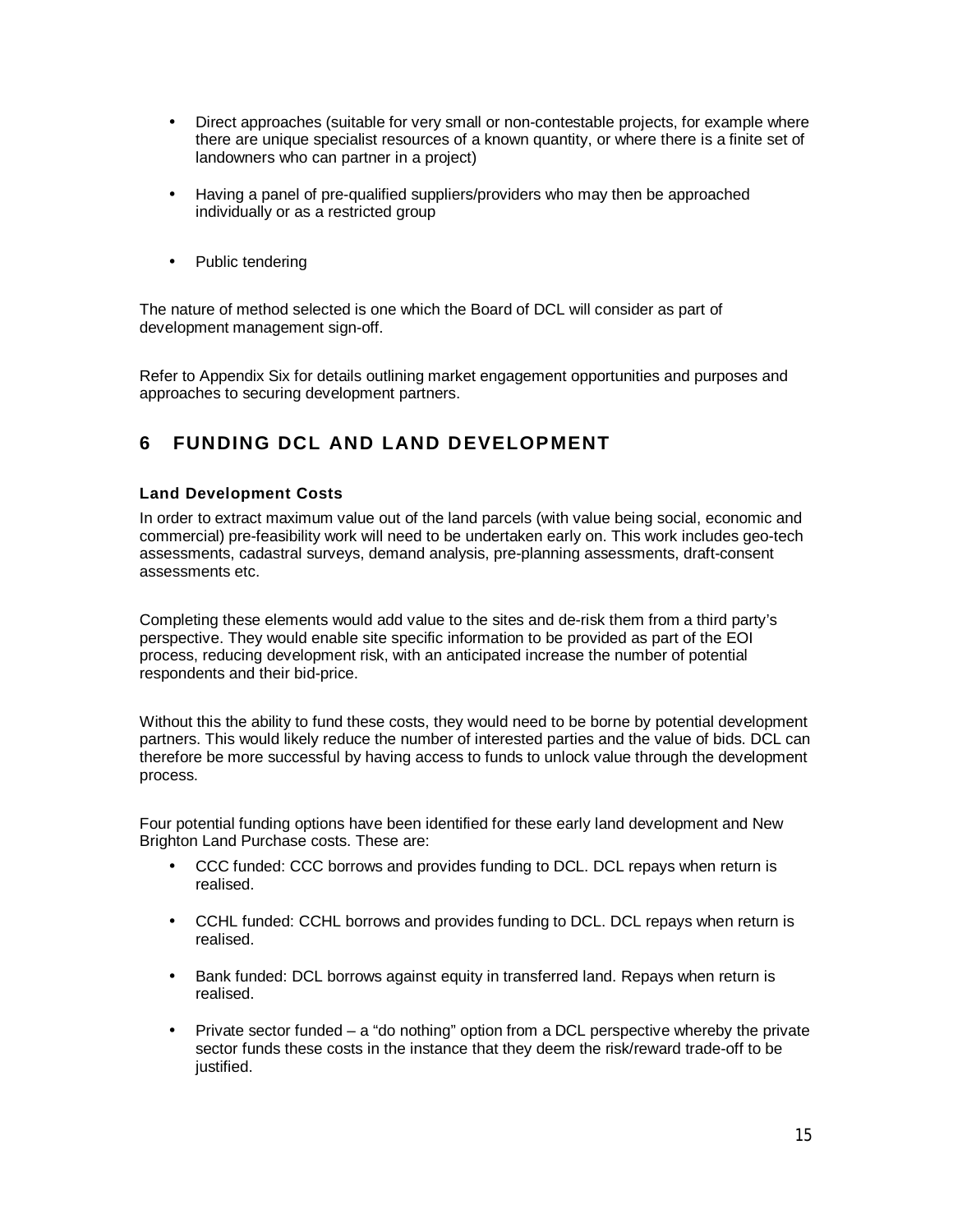- Direct approaches (suitable for very small or non-contestable projects, for example where there are unique specialist resources of a known quantity, or where there is a finite set of landowners who can partner in a project)
- Having a panel of pre-qualified suppliers/providers who may then be approached individually or as a restricted group
- Public tendering

The nature of method selected is one which the Board of DCL will consider as part of development management sign-off.

Refer to Appendix Six for details outlining market engagement opportunities and purposes and approaches to securing development partners.

## 6 FUNDING DCL AND LAND DEVELOPMENT

### Land Development Costs

In order to extract maximum value out of the land parcels (with value being social, economic and commercial) pre-feasibility work will need to be undertaken early on. This work includes geo-tech assessments, cadastral surveys, demand analysis, pre-planning assessments, draft-consent assessments etc.

Completing these elements would add value to the sites and de-risk them from a third party's perspective. They would enable site specific information to be provided as part of the EOI process, reducing development risk, with an anticipated increase the number of potential respondents and their bid-price.

Without this the ability to fund these costs, they would need to be borne by potential development partners. This would likely reduce the number of interested parties and the value of bids. DCL can therefore be more successful by having access to funds to unlock value through the development process.

Four potential funding options have been identified for these early land development and New Brighton Land Purchase costs. These are:

- CCC funded: CCC borrows and provides funding to DCL. DCL repays when return is realised.
- CCHL funded: CCHL borrows and provides funding to DCL. DCL repays when return is realised.
- Bank funded: DCL borrows against equity in transferred land. Repays when return is realised.
- Private sector funded – a "do nothing" option from a DCL perspective whereby the private sector funds these costs in the instance that they deem the risk/reward trade-off to be justified.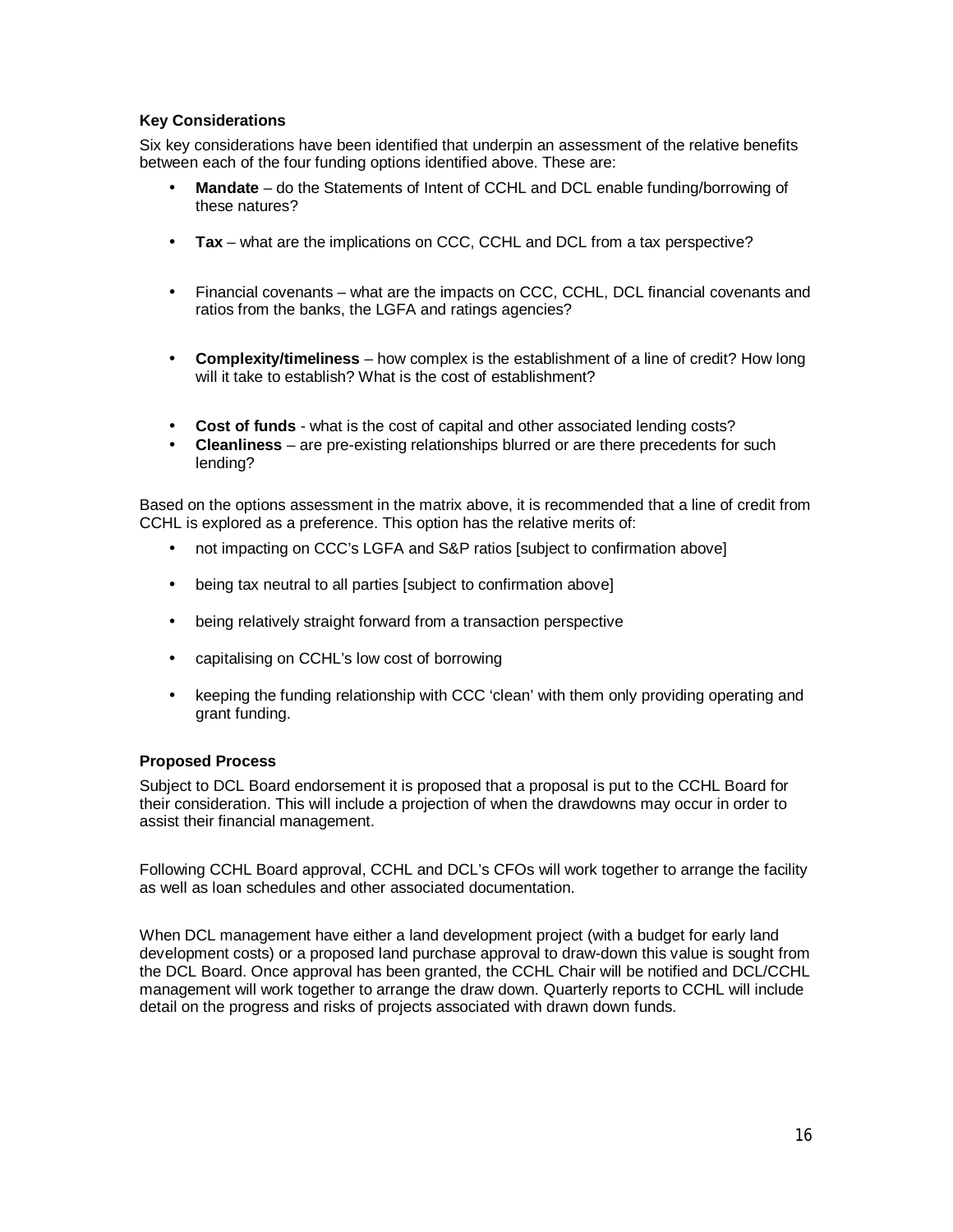**Key Considerations**

Six key considerations have been identified that underpin an assessment of the relative benefits between each of the four funding options identified above. These are:

- **Mandate** – do the Statements of Intent of CCHL and DCL enable funding/borrowing of these natures?
- **Tax** – what are the implications on CCC, CCHL and DCL from a tax perspective?
- Financial covenants – what are the impacts on CCC, CCHL, DCL financial covenants and ratios from the banks, the LGFA and ratings agencies?
- **Complexity/timeliness** – how complex is the establishment of a line of credit? How long will it take to establish? What is the cost of establishment?
- **Cost of funds** - what is the cost of capital and other associated lending costs?
- **Cleanliness** – are pre-existing relationships blurred or are there precedents for such lending?

Based on the options assessment in the matrix above, it is recommended that a line of credit from CCHL is explored as a preference. This option has the relative merits of:

- not impacting on CCC's LGFA and S&P ratios [subject to confirmation above]
- being tax neutral to all parties [subject to confirmation above]
- being relatively straight forward from a transaction perspective
- capitalising on CCHL's low cost of borrowing
- keeping the funding relationship with CCC 'clean' with them only providing operating and grant funding.

**Proposed Process**

Subject to DCL Board endorsement it is proposed that a proposal is put to the CCHL Board for their consideration. This will include a projection of when the drawdowns may occur in order to assist their financial management.

Following CCHL Board approval, CCHL and DCL's CFOs will work together to arrange the facility as well as loan schedules and other associated documentation.

When DCL management have either a land development project (with a budget for early land development costs) or a proposed land purchase approval to draw-down this value is sought from the DCL Board. Once approval has been granted, the CCHL Chair will be notified and DCL/CCHL management will work together to arrange the draw down. Quarterly reports to CCHL will include detail on the progress and risks of projects associated with drawn down funds.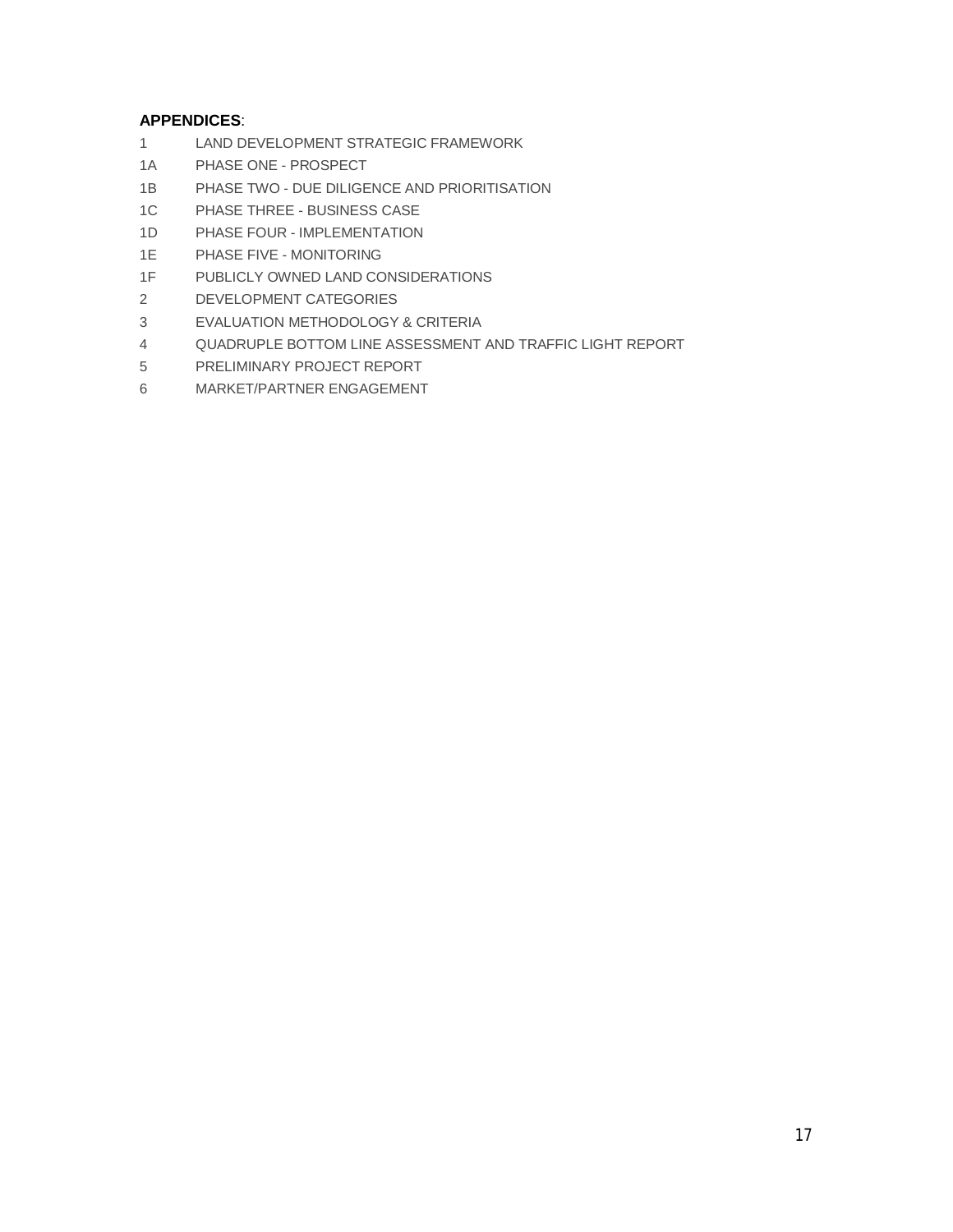**APPENDICES**:

1 LAND DEVELOPMENT STRATEGIC FRAMEWORK

1A PHASE ONE - PROSPECT

1B PHASE TWO - DUE DILIGENCE AND PRIORITISATION

1C PHASE THREE - BUSINESS CASE

1D PHASE FOUR - IMPLEMENTATION

1E PHASE FIVE - MONITORING

1F PUBLICLY OWNED LAND CONSIDERATIONS

2 DEVELOPMENT CATEGORIES

3 EVALUATION METHODOLOGY & CRITERIA

4 QUADRUPLE BOTTOM LINE ASSESSMENT AND TRAFFIC LIGHT REPORT

5 PRELIMINARY PROJECT REPORT

6 MARKET/PARTNER ENGAGEMENT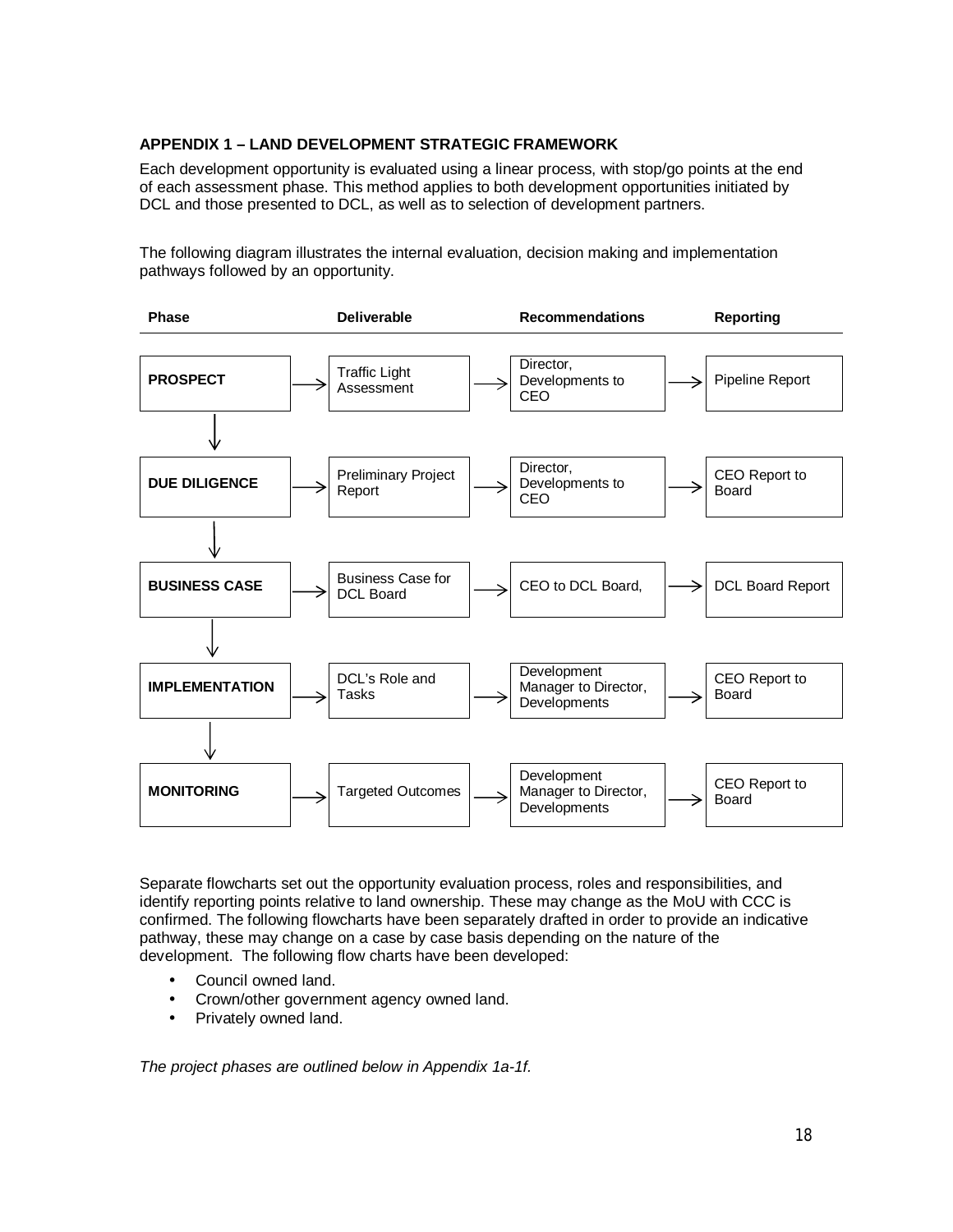**APPENDIX 1 – LAND DEVELOPMENT STRATEGIC FRAMEWORK**

Each development opportunity is evaluated using a linear process, with stop/go points at the end of each assessment phase. This method applies to both development opportunities initiated by DCL and those presented to DCL, as well as to selection of development partners.

The following diagram illustrates the internal evaluation, decision making and implementation pathways followed by an opportunity.

| Phase | Deliverable | Recommendations | Reporting |
|---|---|---|---|
| **PROSPECT** | Traffic Light Assessment | Director, Developments to CEO | Pipeline Report |
| **DUE DILIGENCE** | Preliminary Project Report | Director, Developments to CEO | CEO Report to Board |
| **BUSINESS CASE** | Business Case for DCL Board | CEO to DCL Board, | DCL Board Report |
| **IMPLEMENTATION** | DCL's Role and Tasks | Development Manager to Director, Developments | CEO Report to Board |
| **MONITORING** | Targeted Outcomes | Development Manager to Director, Developments | CEO Report to Board |

Separate flowcharts set out the opportunity evaluation process, roles and responsibilities, and identify reporting points relative to land ownership. These may change as the MoU with CCC is confirmed. The following flowcharts have been separately drafted in order to provide an indicative pathway, these may change on a case by case basis depending on the nature of the development. The following flow charts have been developed:

- Council owned land.
- Crown/other government agency owned land.
- Privately owned land.

*The project phases are outlined below in Appendix 1a-1f.*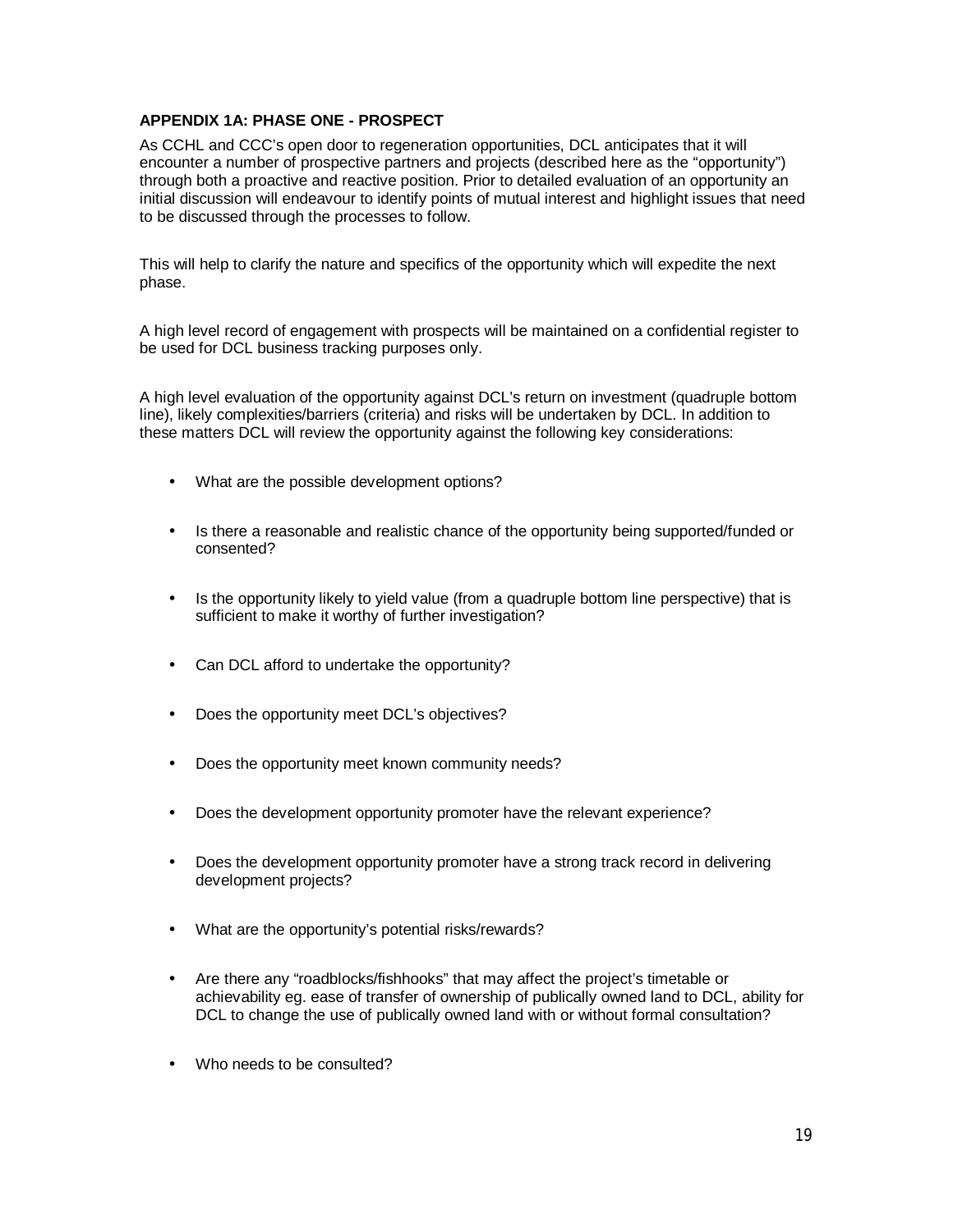**APPENDIX 1A: PHASE ONE - PROSPECT**

As CCHL and CCC's open door to regeneration opportunities, DCL anticipates that it will encounter a number of prospective partners and projects (described here as the "opportunity") through both a proactive and reactive position. Prior to detailed evaluation of an opportunity an initial discussion will endeavour to identify points of mutual interest and highlight issues that need to be discussed through the processes to follow.

This will help to clarify the nature and specifics of the opportunity which will expedite the next phase.

A high level record of engagement with prospects will be maintained on a confidential register to be used for DCL business tracking purposes only.

A high level evaluation of the opportunity against DCL's return on investment (quadruple bottom line), likely complexities/barriers (criteria) and risks will be undertaken by DCL. In addition to these matters DCL will review the opportunity against the following key considerations:

- What are the possible development options?
- Is there a reasonable and realistic chance of the opportunity being supported/funded or consented?
- Is the opportunity likely to yield value (from a quadruple bottom line perspective) that is sufficient to make it worthy of further investigation?
- Can DCL afford to undertake the opportunity?
- Does the opportunity meet DCL's objectives?
- Does the opportunity meet known community needs?
- Does the development opportunity promoter have the relevant experience?
- Does the development opportunity promoter have a strong track record in delivering development projects?
- What are the opportunity's potential risks/rewards?
- Are there any "roadblocks/fishhooks" that may affect the project's timetable or achievability eg. ease of transfer of ownership of publically owned land to DCL, ability for DCL to change the use of publically owned land with or without formal consultation?
- Who needs to be consulted?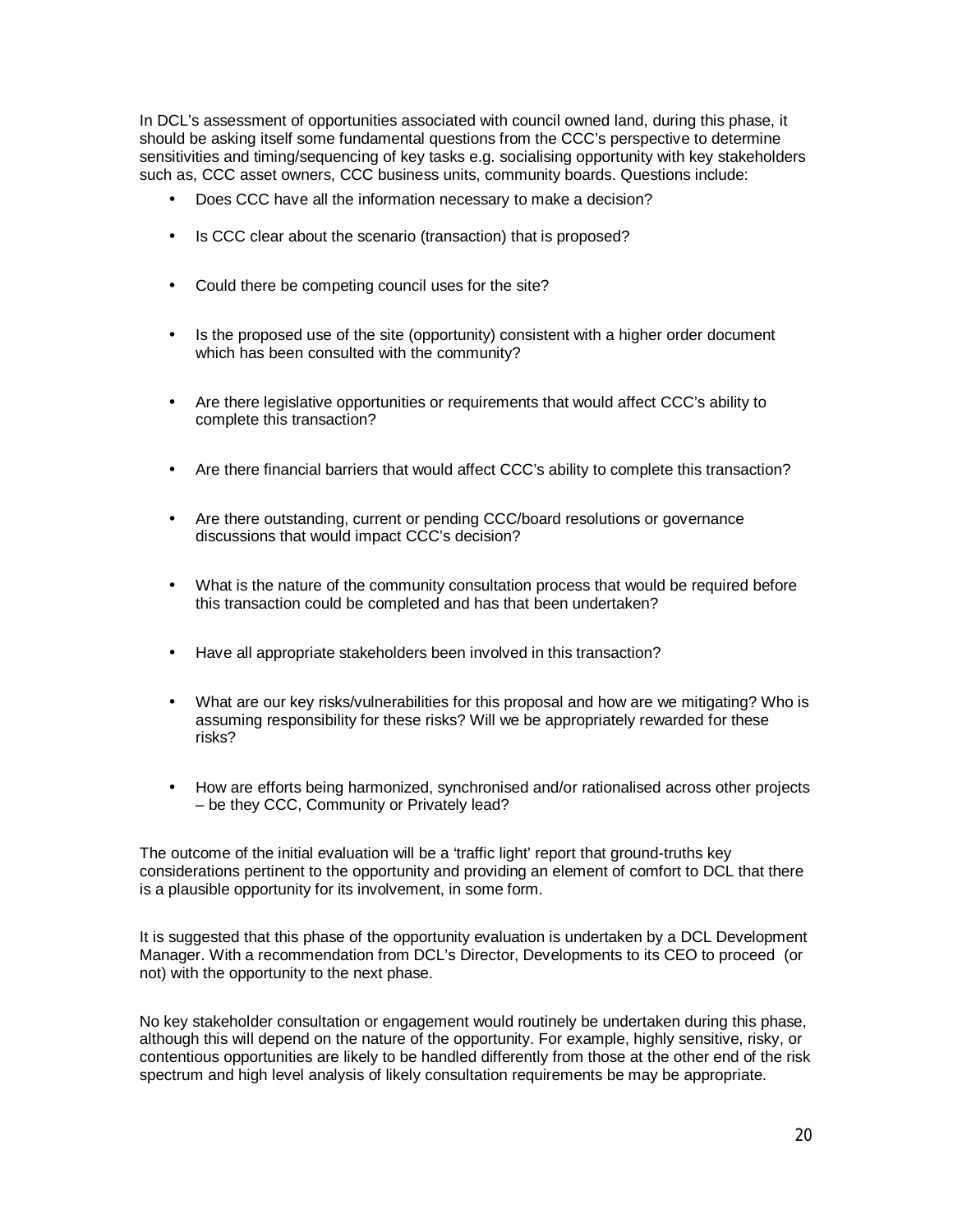In DCL's assessment of opportunities associated with council owned land, during this phase, it should be asking itself some fundamental questions from the CCC's perspective to determine sensitivities and timing/sequencing of key tasks e.g. socialising opportunity with key stakeholders such as, CCC asset owners, CCC business units, community boards. Questions include:

- Does CCC have all the information necessary to make a decision?
- Is CCC clear about the scenario (transaction) that is proposed?
- Could there be competing council uses for the site?
- Is the proposed use of the site (opportunity) consistent with a higher order document which has been consulted with the community?
- Are there legislative opportunities or requirements that would affect CCC's ability to complete this transaction?
- Are there financial barriers that would affect CCC's ability to complete this transaction?
- Are there outstanding, current or pending CCC/board resolutions or governance discussions that would impact CCC's decision?
- What is the nature of the community consultation process that would be required before this transaction could be completed and has that been undertaken?
- Have all appropriate stakeholders been involved in this transaction?
- What are our key risks/vulnerabilities for this proposal and how are we mitigating? Who is assuming responsibility for these risks? Will we be appropriately rewarded for these risks?
- How are efforts being harmonized, synchronised and/or rationalised across other projects – be they CCC, Community or Privately lead?

The outcome of the initial evaluation will be a 'traffic light' report that ground-truths key considerations pertinent to the opportunity and providing an element of comfort to DCL that there is a plausible opportunity for its involvement, in some form.

It is suggested that this phase of the opportunity evaluation is undertaken by a DCL Development Manager. With a recommendation from DCL's Director, Developments to its CEO to proceed (or not) with the opportunity to the next phase.

No key stakeholder consultation or engagement would routinely be undertaken during this phase, although this will depend on the nature of the opportunity. For example, highly sensitive, risky, or contentious opportunities are likely to be handled differently from those at the other end of the risk spectrum and high level analysis of likely consultation requirements be may be appropriate.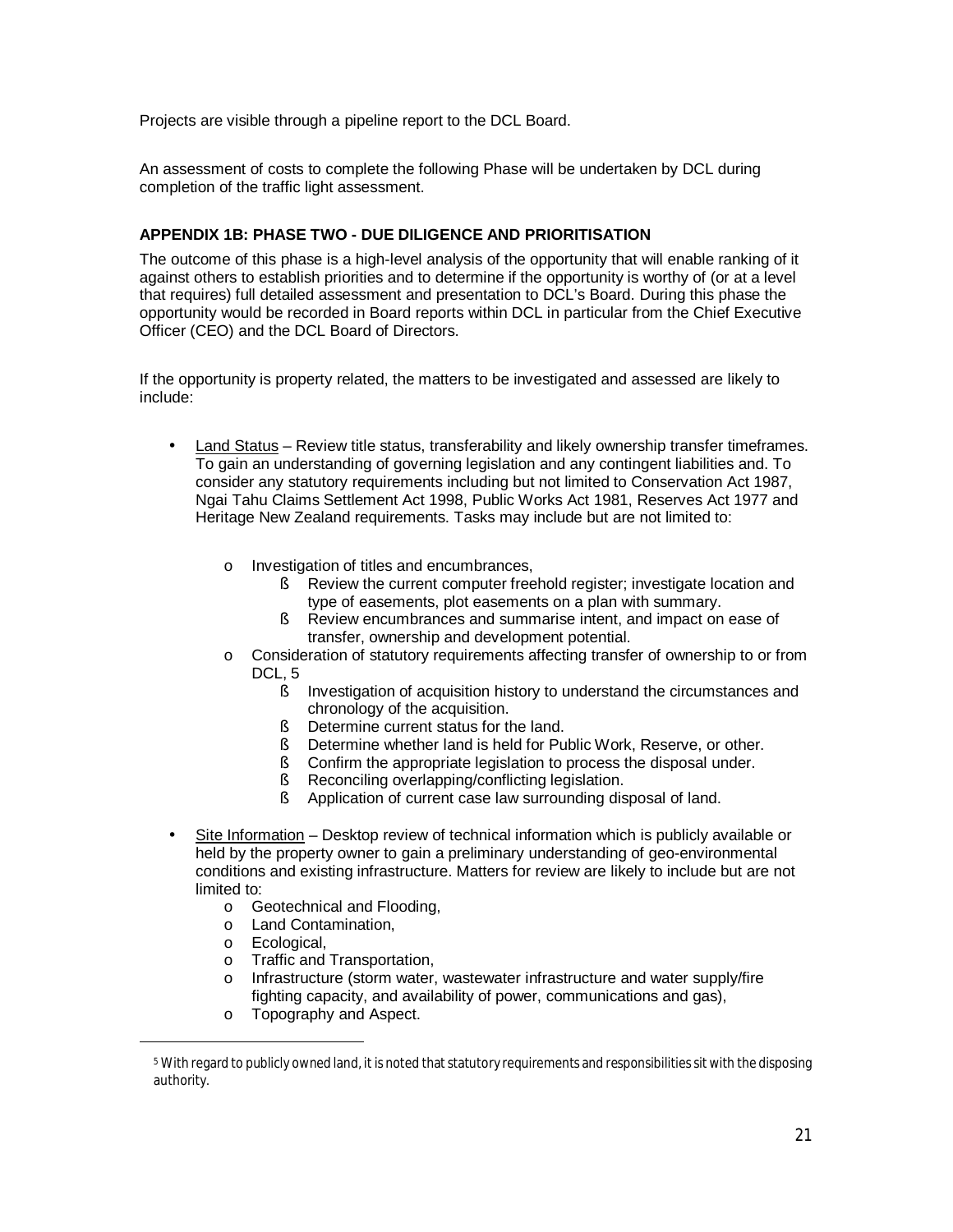Projects are visible through a pipeline report to the DCL Board.

An assessment of costs to complete the following Phase will be undertaken by DCL during completion of the traffic light assessment.

**APPENDIX 1B: PHASE TWO - DUE DILIGENCE AND PRIORITISATION**

The outcome of this phase is a high-level analysis of the opportunity that will enable ranking of it against others to establish priorities and to determine if the opportunity is worthy of (or at a level that requires) full detailed assessment and presentation to DCL's Board. During this phase the opportunity would be recorded in Board reports within DCL in particular from the Chief Executive Officer (CEO) and the DCL Board of Directors.

If the opportunity is property related, the matters to be investigated and assessed are likely to include:

- Land Status – Review title status, transferability and likely ownership transfer timeframes. To gain an understanding of governing legislation and any contingent liabilities and. To consider any statutory requirements including but not limited to Conservation Act 1987, Ngai Tahu Claims Settlement Act 1998, Public Works Act 1981, Reserves Act 1977 and Heritage New Zealand requirements. Tasks may include but are not limited to:
    - Investigation of titles and encumbrances,
        - Review the current computer freehold register; investigate location and type of easements, plot easements on a plan with summary.
        - Review encumbrances and summarise intent, and impact on ease of transfer, ownership and development potential.
    - Consideration of statutory requirements affecting transfer of ownership to or from DCL, [5]
        - Investigation of acquisition history to understand the circumstances and chronology of the acquisition.
        - Determine current status for the land.
        - Determine whether land is held for Public Work, Reserve, or other.
        - Confirm the appropriate legislation to process the disposal under.
        - Reconciling overlapping/conflicting legislation.
        - Application of current case law surrounding disposal of land.
- Site Information – Desktop review of technical information which is publicly available or held by the property owner to gain a preliminary understanding of geo-environmental conditions and existing infrastructure. Matters for review are likely to include but are not limited to:
    - Geotechnical and Flooding,
    - Land Contamination,
    - Ecological,
    - Traffic and Transportation,
    - Infrastructure (storm water, wastewater infrastructure and water supply/fire fighting capacity, and availability of power, communications and gas),
    - Topography and Aspect.

[5] With regard to publicly owned land, it is noted that statutory requirements and responsibilities sit with the disposing authority.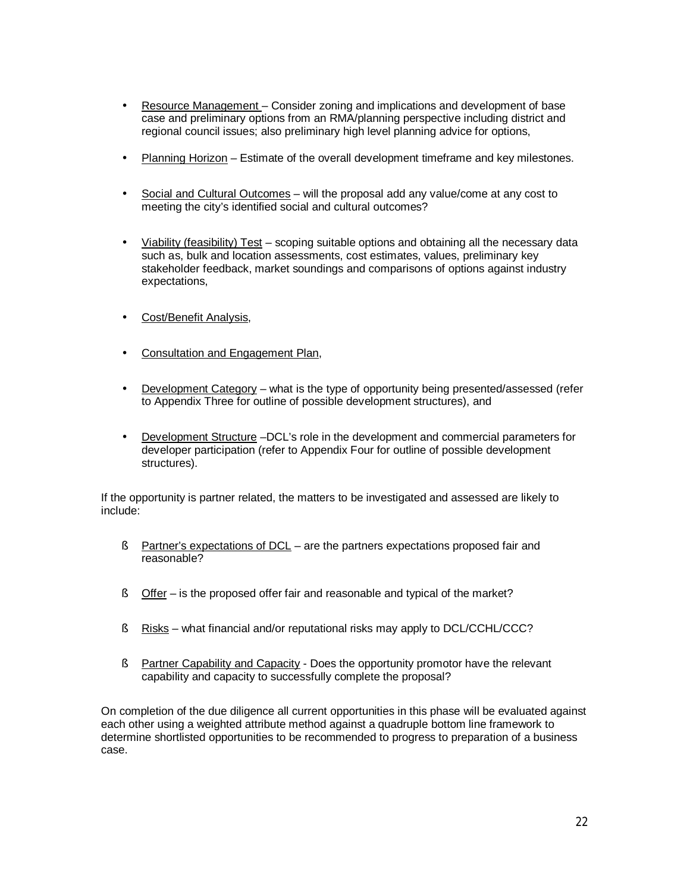- Resource Management – Consider zoning and implications and development of base case and preliminary options from an RMA/planning perspective including district and regional council issues; also preliminary high level planning advice for options,

- Planning Horizon – Estimate of the overall development timeframe and key milestones.

- Social and Cultural Outcomes – will the proposal add any value/come at any cost to meeting the city's identified social and cultural outcomes?

- Viability (feasibility) Test – scoping suitable options and obtaining all the necessary data such as, bulk and location assessments, cost estimates, values, preliminary key stakeholder feedback, market soundings and comparisons of options against industry expectations,

- Cost/Benefit Analysis,

- Consultation and Engagement Plan,

- Development Category – what is the type of opportunity being presented/assessed (refer to Appendix Three for outline of possible development structures), and

- Development Structure –DCL's role in the development and commercial parameters for developer participation (refer to Appendix Four for outline of possible development structures).

If the opportunity is partner related, the matters to be investigated and assessed are likely to include:

- Partner's expectations of DCL – are the partners expectations proposed fair and reasonable?

- Offer – is the proposed offer fair and reasonable and typical of the market?

- Risks – what financial and/or reputational risks may apply to DCL/CCHL/CCC?

- Partner Capability and Capacity - Does the opportunity promotor have the relevant capability and capacity to successfully complete the proposal?

On completion of the due diligence all current opportunities in this phase will be evaluated against each other using a weighted attribute method against a quadruple bottom line framework to determine shortlisted opportunities to be recommended to progress to preparation of a business case.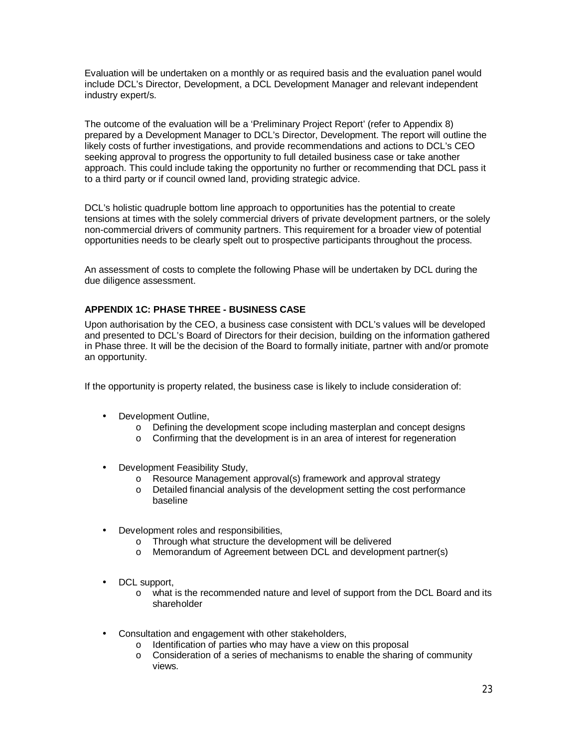Evaluation will be undertaken on a monthly or as required basis and the evaluation panel would include DCL's Director, Development, a DCL Development Manager and relevant independent industry expert/s.

The outcome of the evaluation will be a 'Preliminary Project Report' (refer to Appendix 8) prepared by a Development Manager to DCL's Director, Development. The report will outline the likely costs of further investigations, and provide recommendations and actions to DCL's CEO seeking approval to progress the opportunity to full detailed business case or take another approach. This could include taking the opportunity no further or recommending that DCL pass it to a third party or if council owned land, providing strategic advice.

DCL's holistic quadruple bottom line approach to opportunities has the potential to create tensions at times with the solely commercial drivers of private development partners, or the solely non-commercial drivers of community partners. This requirement for a broader view of potential opportunities needs to be clearly spelt out to prospective participants throughout the process.

An assessment of costs to complete the following Phase will be undertaken by DCL during the due diligence assessment.

### APPENDIX 1C: PHASE THREE - BUSINESS CASE

Upon authorisation by the CEO, a business case consistent with DCL's values will be developed and presented to DCL's Board of Directors for their decision, building on the information gathered in Phase three. It will be the decision of the Board to formally initiate, partner with and/or promote an opportunity.

If the opportunity is property related, the business case is likely to include consideration of:

- Development Outline,
  - Defining the development scope including masterplan and concept designs
  - Confirming that the development is in an area of interest for regeneration
- Development Feasibility Study,
  - Resource Management approval(s) framework and approval strategy
  - Detailed financial analysis of the development setting the cost performance baseline
- Development roles and responsibilities,
  - Through what structure the development will be delivered
  - Memorandum of Agreement between DCL and development partner(s)
- DCL support,
  - what is the recommended nature and level of support from the DCL Board and its shareholder
- Consultation and engagement with other stakeholders,
  - Identification of parties who may have a view on this proposal
  - Consideration of a series of mechanisms to enable the sharing of community views.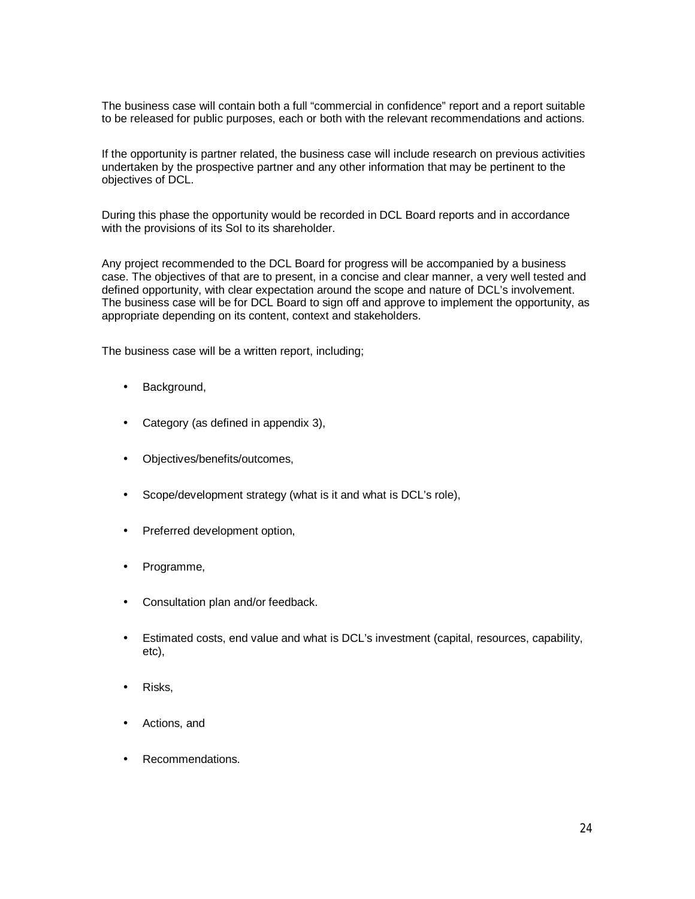The business case will contain both a full "commercial in confidence" report and a report suitable to be released for public purposes, each or both with the relevant recommendations and actions.

If the opportunity is partner related, the business case will include research on previous activities undertaken by the prospective partner and any other information that may be pertinent to the objectives of DCL.

During this phase the opportunity would be recorded in DCL Board reports and in accordance with the provisions of its SoI to its shareholder.

Any project recommended to the DCL Board for progress will be accompanied by a business case. The objectives of that are to present, in a concise and clear manner, a very well tested and defined opportunity, with clear expectation around the scope and nature of DCL's involvement. The business case will be for DCL Board to sign off and approve to implement the opportunity, as appropriate depending on its content, context and stakeholders.

The business case will be a written report, including;

- Background,
- Category (as defined in appendix 3),
- Objectives/benefits/outcomes,
- Scope/development strategy (what is it and what is DCL's role),
- Preferred development option,
- Programme,
- Consultation plan and/or feedback.
- Estimated costs, end value and what is DCL's investment (capital, resources, capability, etc),
- Risks,
- Actions, and
- Recommendations.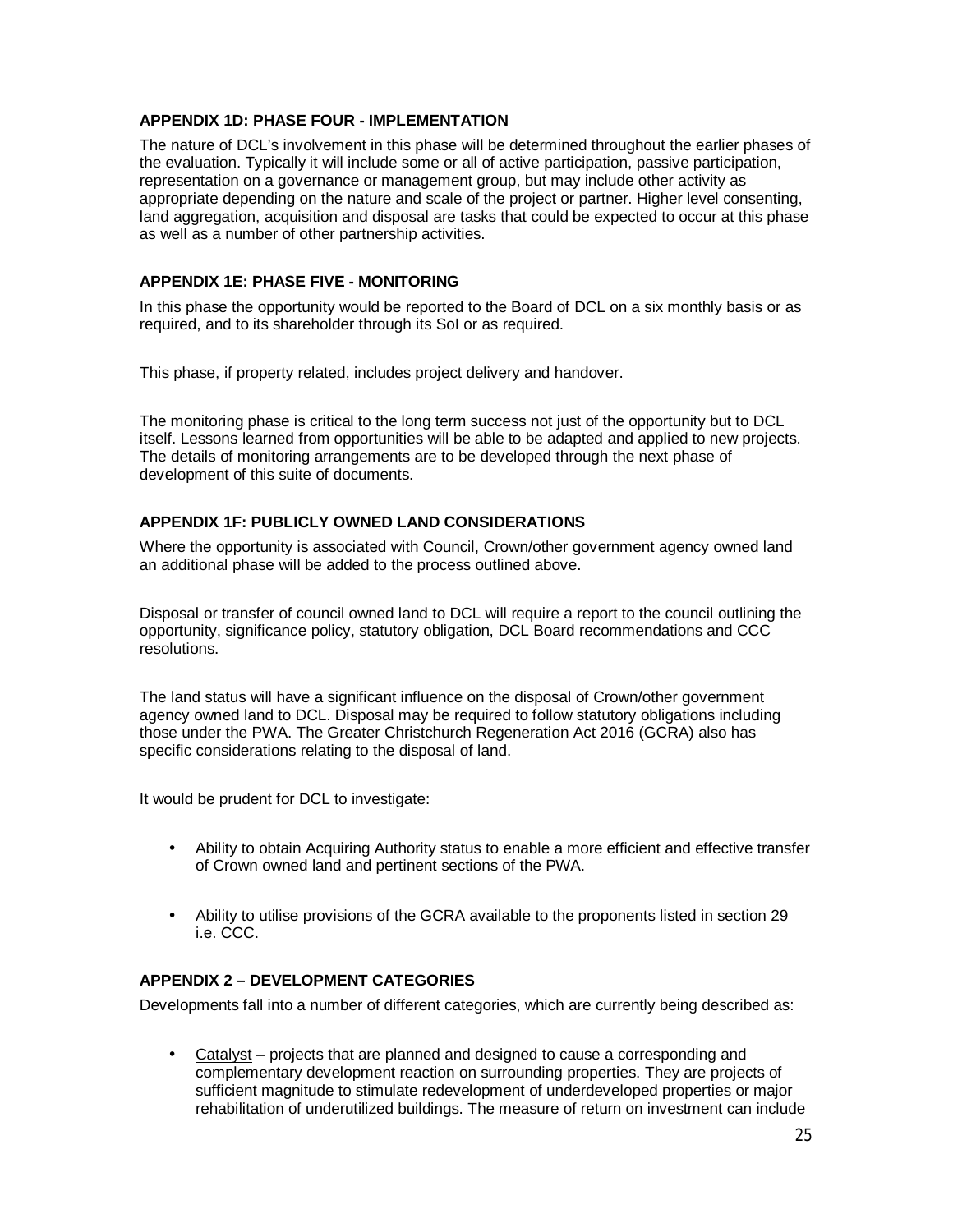### APPENDIX 1D: PHASE FOUR - IMPLEMENTATION

The nature of DCL's involvement in this phase will be determined throughout the earlier phases of the evaluation. Typically it will include some or all of active participation, passive participation, representation on a governance or management group, but may include other activity as appropriate depending on the nature and scale of the project or partner. Higher level consenting, land aggregation, acquisition and disposal are tasks that could be expected to occur at this phase as well as a number of other partnership activities.

### APPENDIX 1E: PHASE FIVE - MONITORING

In this phase the opportunity would be reported to the Board of DCL on a six monthly basis or as required, and to its shareholder through its SoI or as required.

This phase, if property related, includes project delivery and handover.

The monitoring phase is critical to the long term success not just of the opportunity but to DCL itself. Lessons learned from opportunities will be able to be adapted and applied to new projects. The details of monitoring arrangements are to be developed through the next phase of development of this suite of documents.

### APPENDIX 1F: PUBLICLY OWNED LAND CONSIDERATIONS

Where the opportunity is associated with Council, Crown/other government agency owned land an additional phase will be added to the process outlined above.

Disposal or transfer of council owned land to DCL will require a report to the council outlining the opportunity, significance policy, statutory obligation, DCL Board recommendations and CCC resolutions.

The land status will have a significant influence on the disposal of Crown/other government agency owned land to DCL. Disposal may be required to follow statutory obligations including those under the PWA. The Greater Christchurch Regeneration Act 2016 (GCRA) also has specific considerations relating to the disposal of land.

It would be prudent for DCL to investigate:

- Ability to obtain Acquiring Authority status to enable a more efficient and effective transfer of Crown owned land and pertinent sections of the PWA.
- Ability to utilise provisions of the GCRA available to the proponents listed in section 29 i.e. CCC.

### APPENDIX 2 – DEVELOPMENT CATEGORIES

Developments fall into a number of different categories, which are currently being described as:

- Catalyst – projects that are planned and designed to cause a corresponding and complementary development reaction on surrounding properties. They are projects of sufficient magnitude to stimulate redevelopment of underdeveloped properties or major rehabilitation of underutilized buildings. The measure of return on investment can include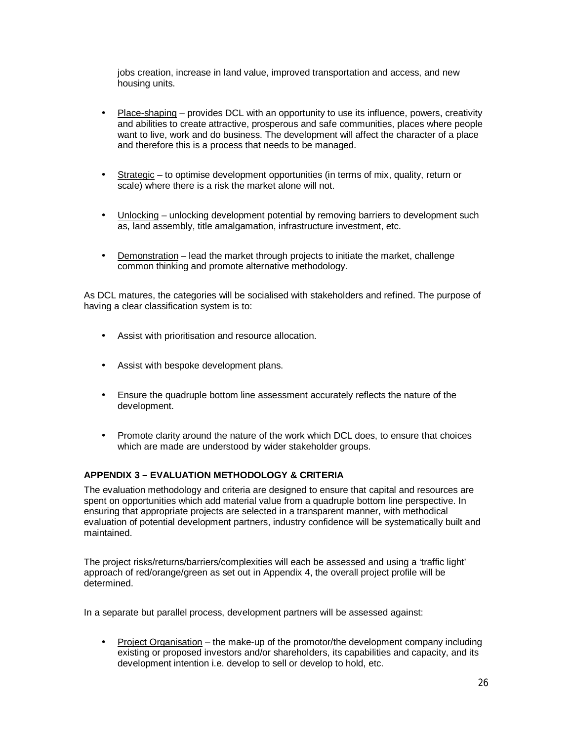jobs creation, increase in land value, improved transportation and access, and new housing units.

- Place-shaping – provides DCL with an opportunity to use its influence, powers, creativity and abilities to create attractive, prosperous and safe communities, places where people want to live, work and do business. The development will affect the character of a place and therefore this is a process that needs to be managed.

- Strategic – to optimise development opportunities (in terms of mix, quality, return or scale) where there is a risk the market alone will not.

- Unlocking – unlocking development potential by removing barriers to development such as, land assembly, title amalgamation, infrastructure investment, etc.

- Demonstration – lead the market through projects to initiate the market, challenge common thinking and promote alternative methodology.

As DCL matures, the categories will be socialised with stakeholders and refined. The purpose of having a clear classification system is to:

- Assist with prioritisation and resource allocation.

- Assist with bespoke development plans.

- Ensure the quadruple bottom line assessment accurately reflects the nature of the development.

- Promote clarity around the nature of the work which DCL does, to ensure that choices which are made are understood by wider stakeholder groups.

## APPENDIX 3 – EVALUATION METHODOLOGY & CRITERIA

The evaluation methodology and criteria are designed to ensure that capital and resources are spent on opportunities which add material value from a quadruple bottom line perspective. In ensuring that appropriate projects are selected in a transparent manner, with methodical evaluation of potential development partners, industry confidence will be systematically built and maintained.

The project risks/returns/barriers/complexities will each be assessed and using a 'traffic light' approach of red/orange/green as set out in Appendix 4, the overall project profile will be determined.

In a separate but parallel process, development partners will be assessed against:

- Project Organisation – the make-up of the promotor/the development company including existing or proposed investors and/or shareholders, its capabilities and capacity, and its development intention i.e. develop to sell or develop to hold, etc.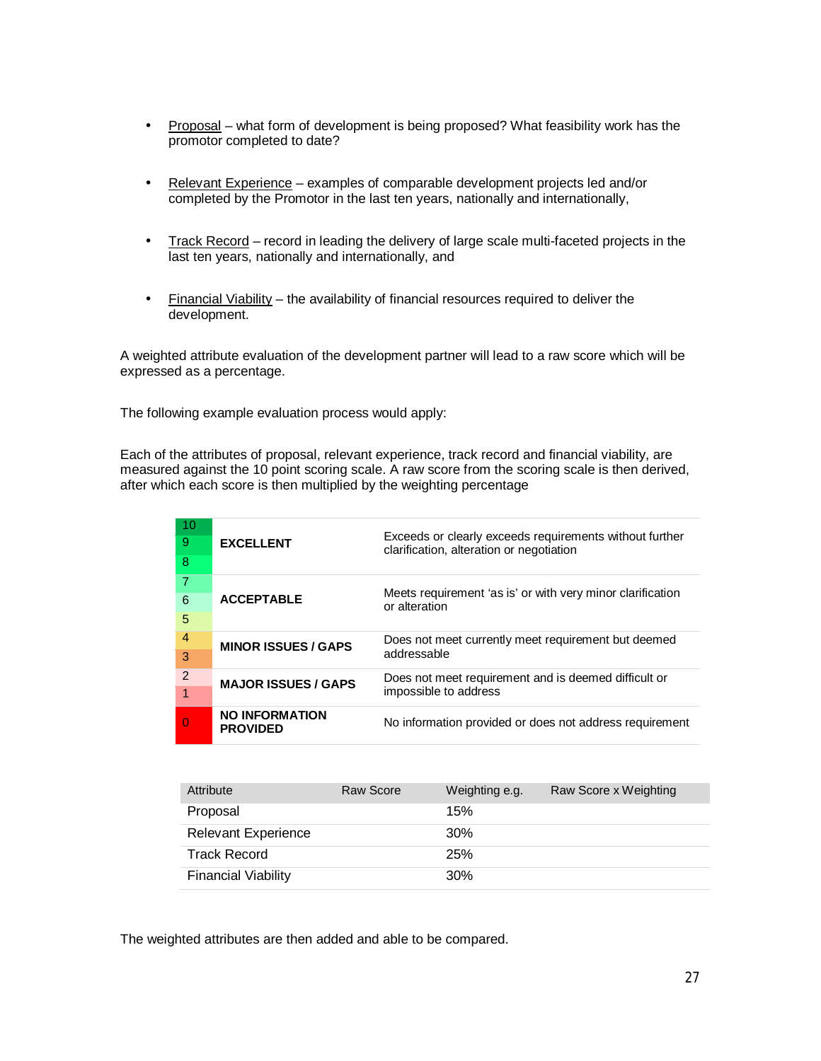- Proposal – what form of development is being proposed? What feasibility work has the promotor completed to date?

- Relevant Experience – examples of comparable development projects led and/or completed by the Promotor in the last ten years, nationally and internationally,

- Track Record – record in leading the delivery of large scale multi-faceted projects in the last ten years, nationally and internationally, and

- Financial Viability – the availability of financial resources required to deliver the development.

A weighted attribute evaluation of the development partner will lead to a raw score which will be expressed as a percentage.

The following example evaluation process would apply:

Each of the attributes of proposal, relevant experience, track record and financial viability, are measured against the 10 point scoring scale. A raw score from the scoring scale is then derived, after which each score is then multiplied by the weighting percentage

| Score | Rating | Description |
|---|---|---|
| 10, 9, 8 | **EXCELLENT** | Exceeds or clearly exceeds requirements without further clarification, alteration or negotiation |
| 7, 6, 5 | **ACCEPTABLE** | Meets requirement 'as is' or with very minor clarification or alteration |
| 4, 3 | **MINOR ISSUES / GAPS** | Does not meet currently meet requirement but deemed addressable |
| 2, 1 | **MAJOR ISSUES / GAPS** | Does not meet requirement and is deemed difficult or impossible to address |
| 0 | **NO INFORMATION PROVIDED** | No information provided or does not address requirement |

| Attribute | Raw Score | Weighting e.g. | Raw Score x Weighting |
|---|---|---|---|
| Proposal | | 15% | |
| Relevant Experience | | 30% | |
| Track Record | | 25% | |
| Financial Viability | | 30% | |

The weighted attributes are then added and able to be compared.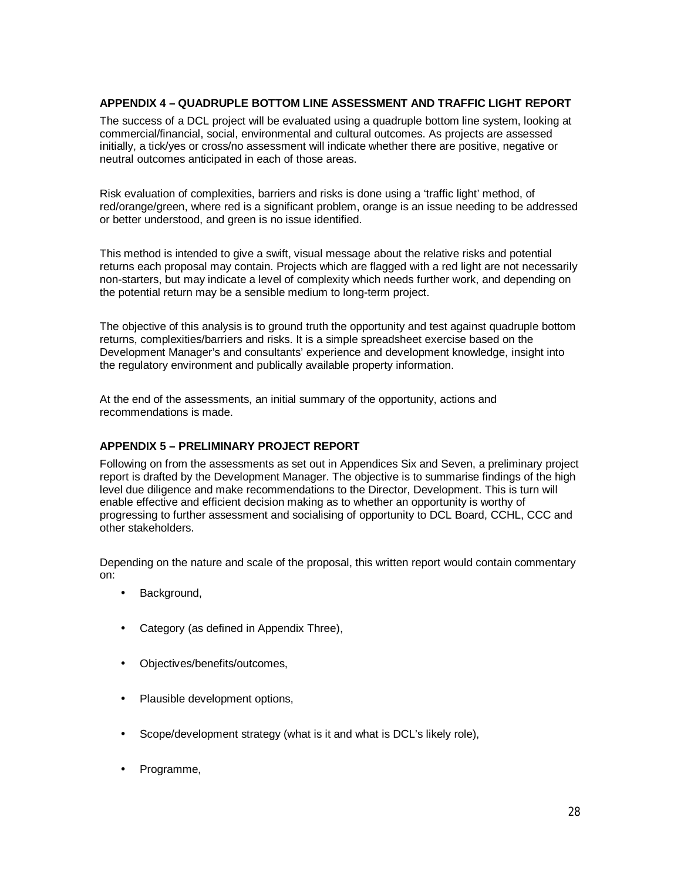## APPENDIX 4 – QUADRUPLE BOTTOM LINE ASSESSMENT AND TRAFFIC LIGHT REPORT

The success of a DCL project will be evaluated using a quadruple bottom line system, looking at commercial/financial, social, environmental and cultural outcomes. As projects are assessed initially, a tick/yes or cross/no assessment will indicate whether there are positive, negative or neutral outcomes anticipated in each of those areas.

Risk evaluation of complexities, barriers and risks is done using a 'traffic light' method, of red/orange/green, where red is a significant problem, orange is an issue needing to be addressed or better understood, and green is no issue identified.

This method is intended to give a swift, visual message about the relative risks and potential returns each proposal may contain. Projects which are flagged with a red light are not necessarily non-starters, but may indicate a level of complexity which needs further work, and depending on the potential return may be a sensible medium to long-term project.

The objective of this analysis is to ground truth the opportunity and test against quadruple bottom returns, complexities/barriers and risks. It is a simple spreadsheet exercise based on the Development Manager's and consultants' experience and development knowledge, insight into the regulatory environment and publically available property information.

At the end of the assessments, an initial summary of the opportunity, actions and recommendations is made.

## APPENDIX 5 – PRELIMINARY PROJECT REPORT

Following on from the assessments as set out in Appendices Six and Seven, a preliminary project report is drafted by the Development Manager. The objective is to summarise findings of the high level due diligence and make recommendations to the Director, Development. This is turn will enable effective and efficient decision making as to whether an opportunity is worthy of progressing to further assessment and socialising of opportunity to DCL Board, CCHL, CCC and other stakeholders.

Depending on the nature and scale of the proposal, this written report would contain commentary on:

- Background,
- Category (as defined in Appendix Three),
- Objectives/benefits/outcomes,
- Plausible development options,
- Scope/development strategy (what is it and what is DCL's likely role),
- Programme,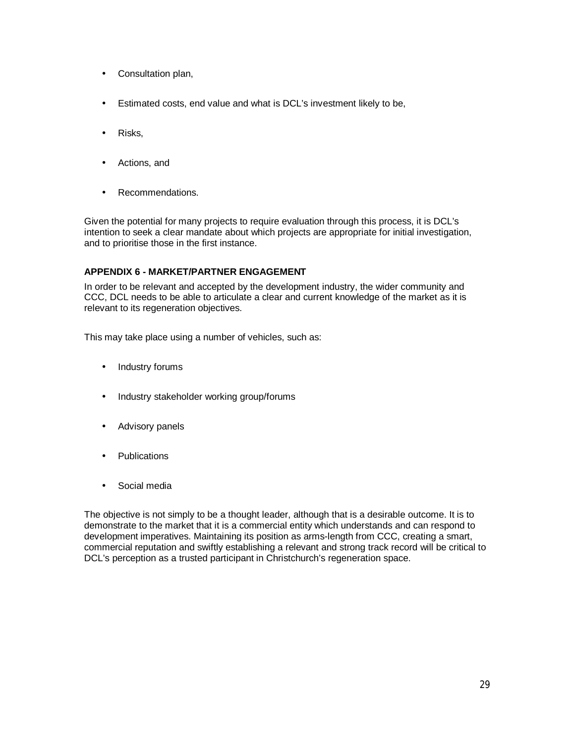- Consultation plan,
- Estimated costs, end value and what is DCL's investment likely to be,
- Risks,
- Actions, and
- Recommendations.

Given the potential for many projects to require evaluation through this process, it is DCL's intention to seek a clear mandate about which projects are appropriate for initial investigation, and to prioritise those in the first instance.

### APPENDIX 6 - MARKET/PARTNER ENGAGEMENT

In order to be relevant and accepted by the development industry, the wider community and CCC, DCL needs to be able to articulate a clear and current knowledge of the market as it is relevant to its regeneration objectives.

This may take place using a number of vehicles, such as:

- Industry forums
- Industry stakeholder working group/forums
- Advisory panels
- Publications
- Social media

The objective is not simply to be a thought leader, although that is a desirable outcome. It is to demonstrate to the market that it is a commercial entity which understands and can respond to development imperatives. Maintaining its position as arms-length from CCC, creating a smart, commercial reputation and swiftly establishing a relevant and strong track record will be critical to DCL's perception as a trusted participant in Christchurch's regeneration space.